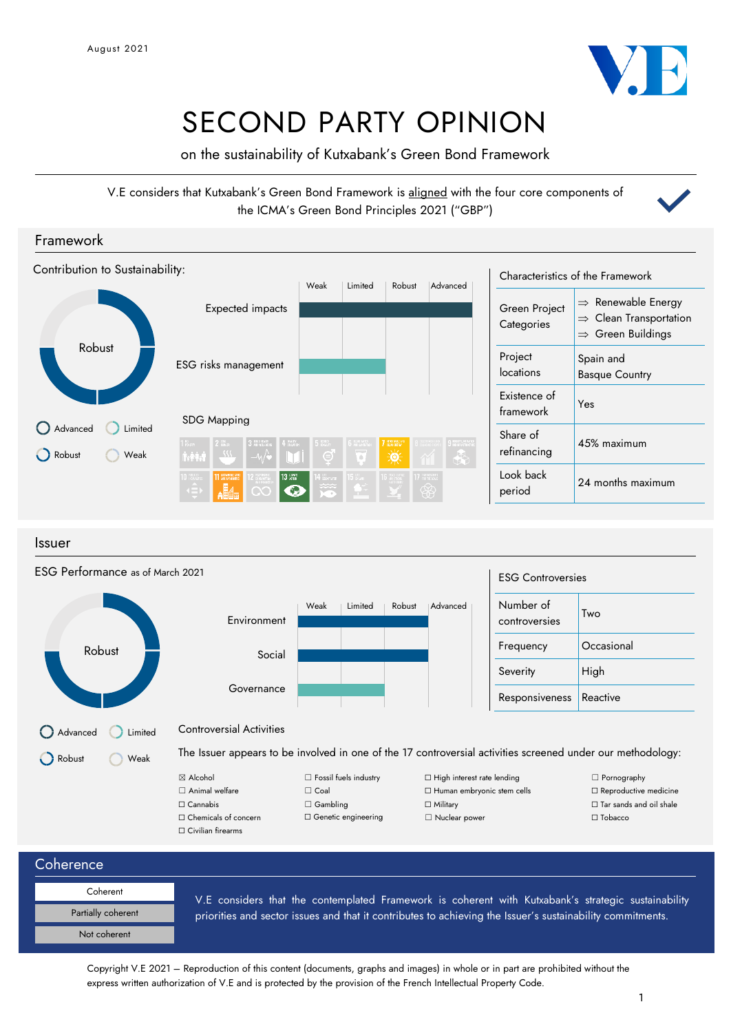August 2021

# SECOND PARTY OPINION

on the sustainability of Kutxabank's Green Bond Framework

V.E considers that Kutxabank's Green Bond Framework is aligned with the four core components of the ICMA's Green Bond Principles 2021 ("GBP")

## Framework

### Contribution to Sustainability:

Robust

Advanced | Limited | Robust | Weak

| | Weak | Limited | Robust | Advanced |
|---|---|---|---|---|
| Expected impacts | | | | |
| ESG risks management | | | | |

SDG Mapping

### Characteristics of the Framework

| | |
|---|---|
| Green Project Categories | ⇒ Renewable Energy<br>⇒ Clean Transportation<br>⇒ Green Buildings |
| Project locations | Spain and Basque Country |
| Existence of framework | Yes |
| Share of refinancing | 45% maximum |
| Look back period | 24 months maximum |

## Issuer

### ESG Performance as of March 2021

Robust

Advanced | Limited | Robust | Weak

| | Weak | Limited | Robust | Advanced |
|---|---|---|---|---|
| Environment | | | | |
| Social | | | | |
| Governance | | | | |

### ESG Controversies

| | |
|---|---|
| Number of controversies | Two |
| Frequency | Occasional |
| Severity | High |
| Responsiveness | Reactive |

### Controversial Activities

The Issuer appears to be involved in one of the 17 controversial activities screened under our methodology:

- ☒ Alcohol
- ☐ Animal welfare
- ☐ Cannabis
- ☐ Chemicals of concern
- ☐ Civilian firearms
- ☐ Fossil fuels industry
- ☐ Coal
- ☐ Gambling
- ☐ Genetic engineering
- ☐ High interest rate lending
- ☐ Human embryonic stem cells
- ☐ Military
- ☐ Nuclear power
- ☐ Pornography
- ☐ Reproductive medicine
- ☐ Tar sands and oil shale
- ☐ Tobacco

## Coherence

Coherent | Partially coherent | Not coherent

V.E considers that the contemplated Framework is coherent with Kutxabank's strategic sustainability priorities and sector issues and that it contributes to achieving the Issuer's sustainability commitments.

Copyright V.E 2021 – Reproduction of this content (documents, graphs and images) in whole or in part are prohibited without the express written authorization of V.E and is protected by the provision of the French Intellectual Property Code.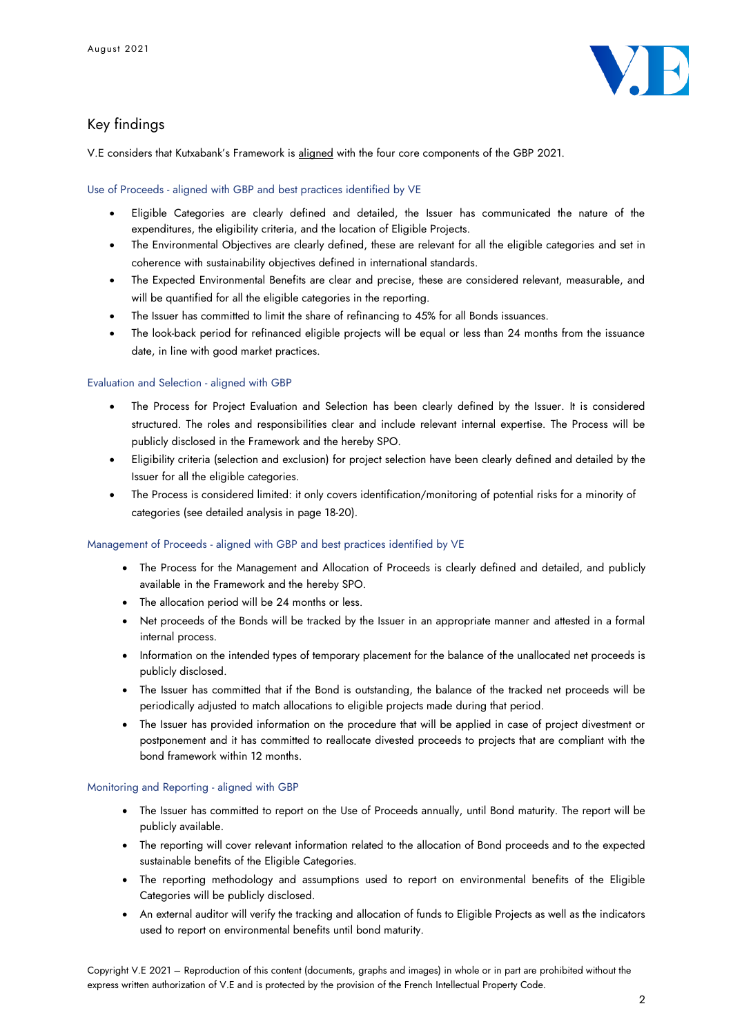## Key findings

V.E considers that Kutxabank's Framework is aligned with the four core components of the GBP 2021.

### Use of Proceeds - aligned with GBP and best practices identified by VE

- Eligible Categories are clearly defined and detailed, the Issuer has communicated the nature of the expenditures, the eligibility criteria, and the location of Eligible Projects.
- The Environmental Objectives are clearly defined, these are relevant for all the eligible categories and set in coherence with sustainability objectives defined in international standards.
- The Expected Environmental Benefits are clear and precise, these are considered relevant, measurable, and will be quantified for all the eligible categories in the reporting.
- The Issuer has committed to limit the share of refinancing to 45% for all Bonds issuances.
- The look-back period for refinanced eligible projects will be equal or less than 24 months from the issuance date, in line with good market practices.

### Evaluation and Selection - aligned with GBP

- The Process for Project Evaluation and Selection has been clearly defined by the Issuer. It is considered structured. The roles and responsibilities clear and include relevant internal expertise. The Process will be publicly disclosed in the Framework and the hereby SPO.
- Eligibility criteria (selection and exclusion) for project selection have been clearly defined and detailed by the Issuer for all the eligible categories.
- The Process is considered limited: it only covers identification/monitoring of potential risks for a minority of categories (see detailed analysis in page 18-20).

### Management of Proceeds - aligned with GBP and best practices identified by VE

- The Process for the Management and Allocation of Proceeds is clearly defined and detailed, and publicly available in the Framework and the hereby SPO.
- The allocation period will be 24 months or less.
- Net proceeds of the Bonds will be tracked by the Issuer in an appropriate manner and attested in a formal internal process.
- Information on the intended types of temporary placement for the balance of the unallocated net proceeds is publicly disclosed.
- The Issuer has committed that if the Bond is outstanding, the balance of the tracked net proceeds will be periodically adjusted to match allocations to eligible projects made during that period.
- The Issuer has provided information on the procedure that will be applied in case of project divestment or postponement and it has committed to reallocate divested proceeds to projects that are compliant with the bond framework within 12 months.

### Monitoring and Reporting - aligned with GBP

- The Issuer has committed to report on the Use of Proceeds annually, until Bond maturity. The report will be publicly available.
- The reporting will cover relevant information related to the allocation of Bond proceeds and to the expected sustainable benefits of the Eligible Categories.
- The reporting methodology and assumptions used to report on environmental benefits of the Eligible Categories will be publicly disclosed.
- An external auditor will verify the tracking and allocation of funds to Eligible Projects as well as the indicators used to report on environmental benefits until bond maturity.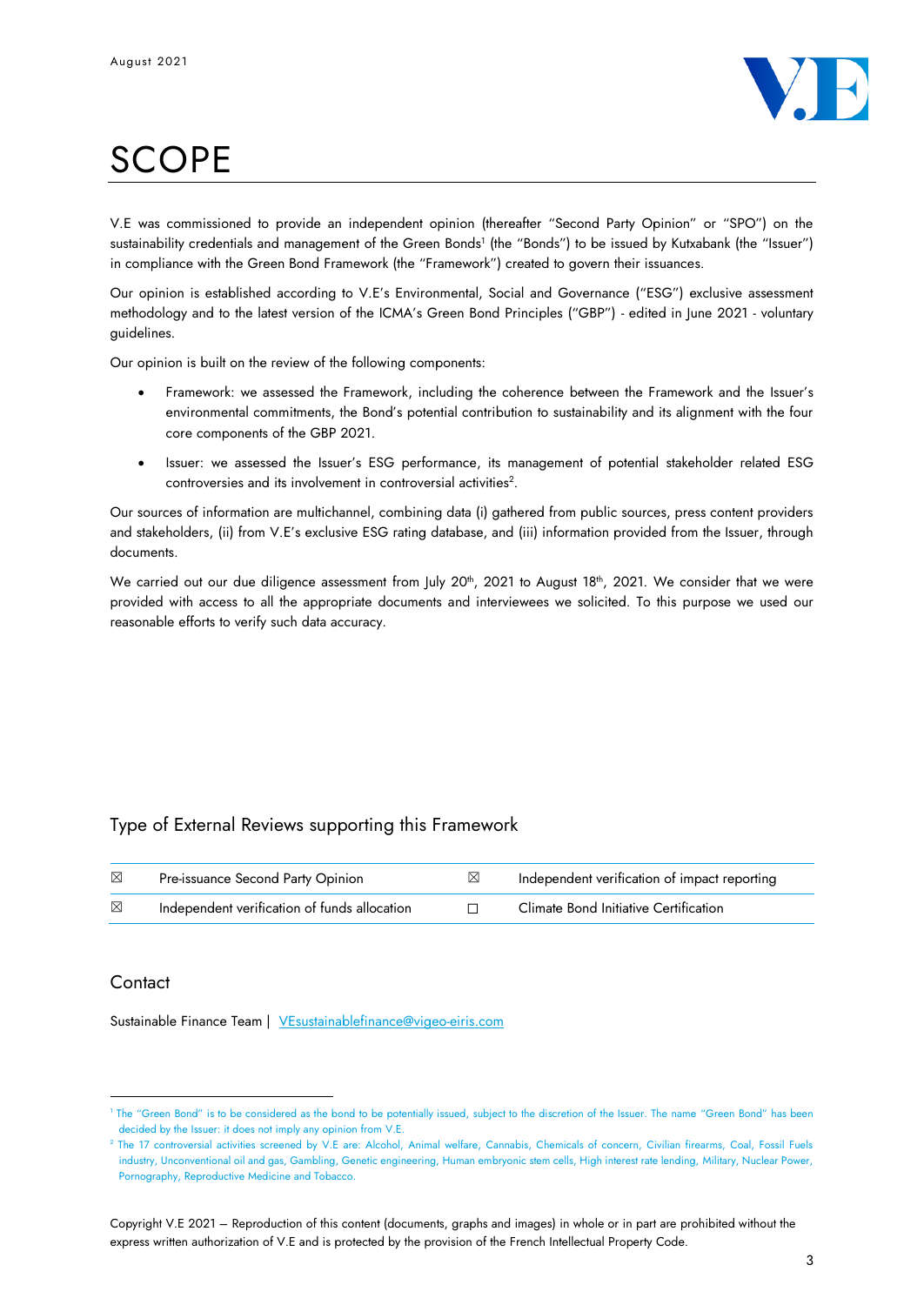# SCOPE

V.E was commissioned to provide an independent opinion (thereafter "Second Party Opinion" or "SPO") on the sustainability credentials and management of the Green Bonds[1] (the "Bonds") to be issued by Kutxabank (the "Issuer") in compliance with the Green Bond Framework (the "Framework") created to govern their issuances.

Our opinion is established according to V.E's Environmental, Social and Governance ("ESG") exclusive assessment methodology and to the latest version of the ICMA's Green Bond Principles ("GBP") - edited in June 2021 - voluntary guidelines.

Our opinion is built on the review of the following components:

- Framework: we assessed the Framework, including the coherence between the Framework and the Issuer's environmental commitments, the Bond's potential contribution to sustainability and its alignment with the four core components of the GBP 2021.
- Issuer: we assessed the Issuer's ESG performance, its management of potential stakeholder related ESG controversies and its involvement in controversial activities[2].

Our sources of information are multichannel, combining data (i) gathered from public sources, press content providers and stakeholders, (ii) from V.E's exclusive ESG rating database, and (iii) information provided from the Issuer, through documents.

We carried out our due diligence assessment from July 20th, 2021 to August 18th, 2021. We consider that we were provided with access to all the appropriate documents and interviewees we solicited. To this purpose we used our reasonable efforts to verify such data accuracy.

## Type of External Reviews supporting this Framework

| | | | |
|---|---|---|---|
| ☒ | Pre-issuance Second Party Opinion | ☒ | Independent verification of impact reporting |
| ☒ | Independent verification of funds allocation | ☐ | Climate Bond Initiative Certification |

## Contact

Sustainable Finance Team | VEsustainablefinance@vigeo-eiris.com

[1] The "Green Bond" is to be considered as the bond to be potentially issued, subject to the discretion of the Issuer. The name "Green Bond" has been decided by the Issuer: it does not imply any opinion from V.E.

[2] The 17 controversial activities screened by V.E are: Alcohol, Animal welfare, Cannabis, Chemicals of concern, Civilian firearms, Coal, Fossil Fuels industry, Unconventional oil and gas, Gambling, Genetic engineering, Human embryonic stem cells, High interest rate lending, Military, Nuclear Power, Pornography, Reproductive Medicine and Tobacco.

Copyright V.E 2021 – Reproduction of this content (documents, graphs and images) in whole or in part are prohibited without the express written authorization of V.E and is protected by the provision of the French Intellectual Property Code.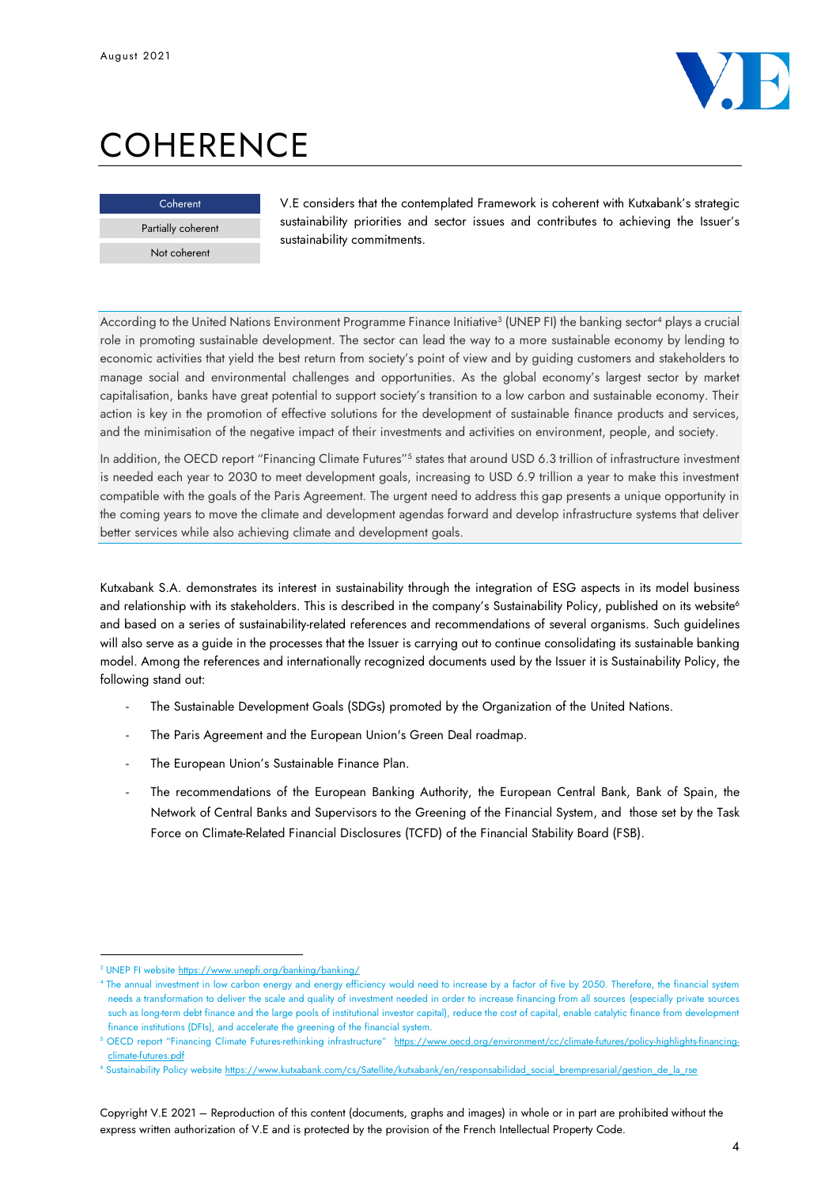# COHERENCE

| Coherent |
| --- |
| Partially coherent |
| Not coherent |

V.E considers that the contemplated Framework is coherent with Kutxabank's strategic sustainability priorities and sector issues and contributes to achieving the Issuer's sustainability commitments.

According to the United Nations Environment Programme Finance Initiative[3] (UNEP FI) the banking sector[4] plays a crucial role in promoting sustainable development. The sector can lead the way to a more sustainable economy by lending to economic activities that yield the best return from society's point of view and by guiding customers and stakeholders to manage social and environmental challenges and opportunities. As the global economy's largest sector by market capitalisation, banks have great potential to support society's transition to a low carbon and sustainable economy. Their action is key in the promotion of effective solutions for the development of sustainable finance products and services, and the minimisation of the negative impact of their investments and activities on environment, people, and society.

In addition, the OECD report "Financing Climate Futures"[5] states that around USD 6.3 trillion of infrastructure investment is needed each year to 2030 to meet development goals, increasing to USD 6.9 trillion a year to make this investment compatible with the goals of the Paris Agreement. The urgent need to address this gap presents a unique opportunity in the coming years to move the climate and development agendas forward and develop infrastructure systems that deliver better services while also achieving climate and development goals.

Kutxabank S.A. demonstrates its interest in sustainability through the integration of ESG aspects in its model business and relationship with its stakeholders. This is described in the company's Sustainability Policy, published on its website[6] and based on a series of sustainability-related references and recommendations of several organisms. Such guidelines will also serve as a guide in the processes that the Issuer is carrying out to continue consolidating its sustainable banking model. Among the references and internationally recognized documents used by the Issuer it is Sustainability Policy, the following stand out:

- The Sustainable Development Goals (SDGs) promoted by the Organization of the United Nations.
- The Paris Agreement and the European Union's Green Deal roadmap.
- The European Union's Sustainable Finance Plan.
- The recommendations of the European Banking Authority, the European Central Bank, Bank of Spain, the Network of Central Banks and Supervisors to the Greening of the Financial System, and those set by the Task Force on Climate-Related Financial Disclosures (TCFD) of the Financial Stability Board (FSB).

[3] UNEP FI website https://www.unepfi.org/banking/banking/

[4] The annual investment in low carbon energy and energy efficiency would need to increase by a factor of five by 2050. Therefore, the financial system needs a transformation to deliver the scale and quality of investment needed in order to increase financing from all sources (especially private sources such as long-term debt finance and the large pools of institutional investor capital), reduce the cost of capital, enable catalytic finance from development finance institutions (DFIs), and accelerate the greening of the financial system.

[5] OECD report "Financing Climate Futures-rethinking infrastructure" https://www.oecd.org/environment/cc/climate-futures/policy-highlights-financing-climate-futures.pdf

[6] Sustainability Policy website https://www.kutxabank.com/cs/Satellite/kutxabank/en/responsabilidad_social_brempresarial/gestion_de_la_rse

Copyright V.E 2021 – Reproduction of this content (documents, graphs and images) in whole or in part are prohibited without the express written authorization of V.E and is protected by the provision of the French Intellectual Property Code.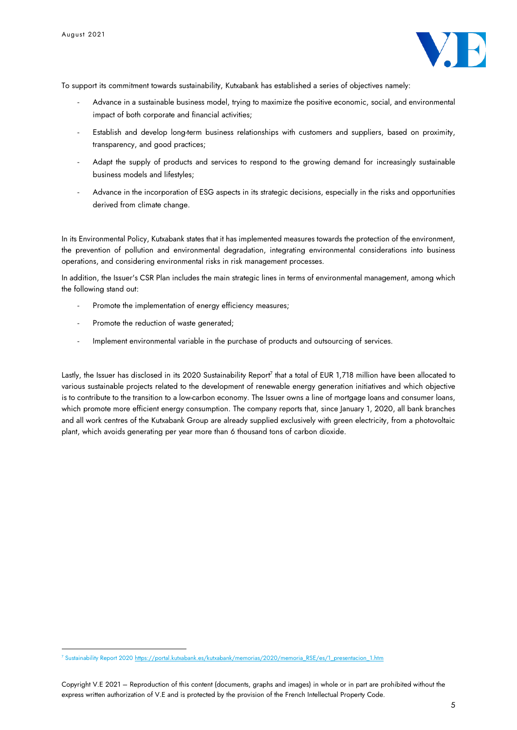To support its commitment towards sustainability, Kutxabank has established a series of objectives namely:

- Advance in a sustainable business model, trying to maximize the positive economic, social, and environmental impact of both corporate and financial activities;
- Establish and develop long-term business relationships with customers and suppliers, based on proximity, transparency, and good practices;
- Adapt the supply of products and services to respond to the growing demand for increasingly sustainable business models and lifestyles;
- Advance in the incorporation of ESG aspects in its strategic decisions, especially in the risks and opportunities derived from climate change.

In its Environmental Policy, Kutxabank states that it has implemented measures towards the protection of the environment, the prevention of pollution and environmental degradation, integrating environmental considerations into business operations, and considering environmental risks in risk management processes.

In addition, the Issuer's CSR Plan includes the main strategic lines in terms of environmental management, among which the following stand out:

- Promote the implementation of energy efficiency measures;
- Promote the reduction of waste generated;
- Implement environmental variable in the purchase of products and outsourcing of services.

Lastly, the Issuer has disclosed in its 2020 Sustainability Report[7] that a total of EUR 1,718 million have been allocated to various sustainable projects related to the development of renewable energy generation initiatives and which objective is to contribute to the transition to a low-carbon economy. The Issuer owns a line of mortgage loans and consumer loans, which promote more efficient energy consumption. The company reports that, since January 1, 2020, all bank branches and all work centres of the Kutxabank Group are already supplied exclusively with green electricity, from a photovoltaic plant, which avoids generating per year more than 6 thousand tons of carbon dioxide.

[7] Sustainability Report 2020 https://portal.kutxabank.es/kutxabank/memorias/2020/memoria_RSE/es/1_presentacion_1.htm

Copyright V.E 2021 – Reproduction of this content (documents, graphs and images) in whole or in part are prohibited without the express written authorization of V.E and is protected by the provision of the French Intellectual Property Code.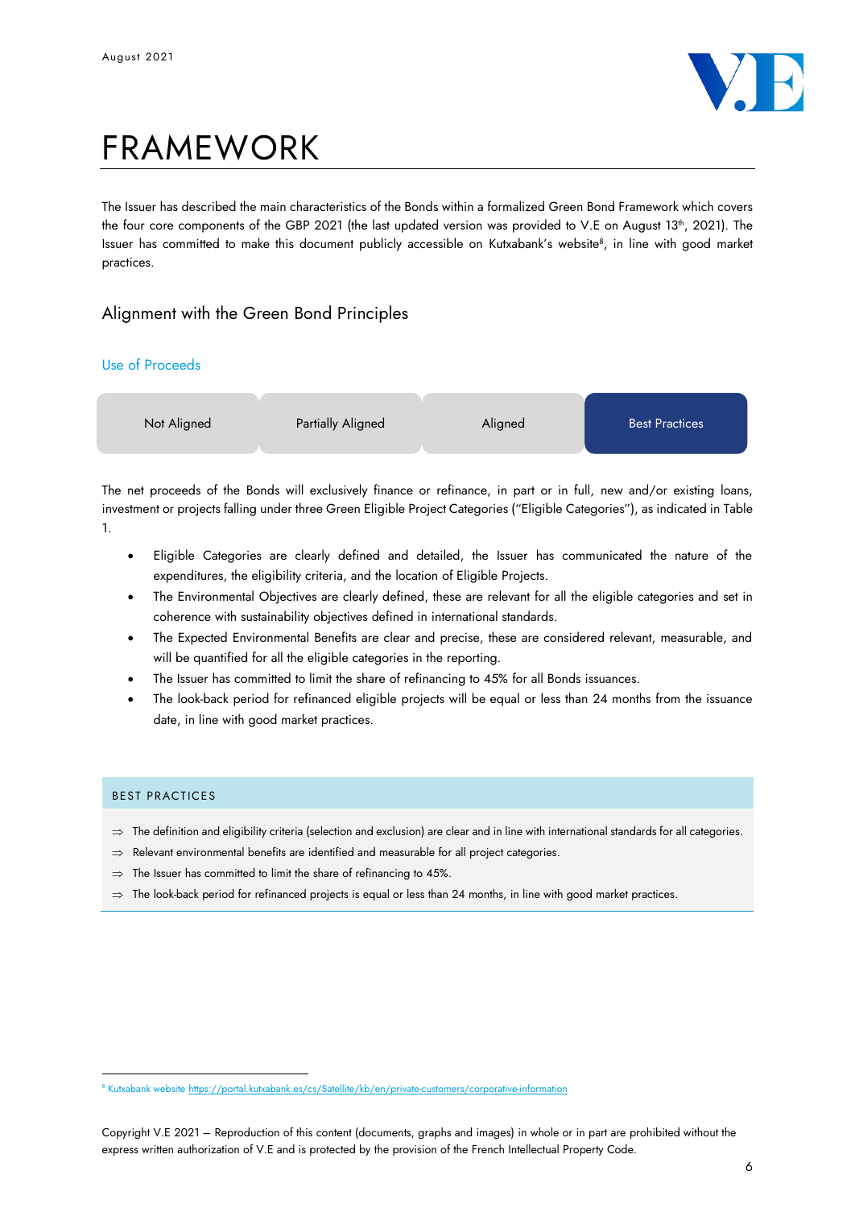# FRAMEWORK

The Issuer has described the main characteristics of the Bonds within a formalized Green Bond Framework which covers the four core components of the GBP 2021 (the last updated version was provided to V.E on August 13th, 2021). The Issuer has committed to make this document publicly accessible on Kutxabank's website[8], in line with good market practices.

## Alignment with the Green Bond Principles

### Use of Proceeds

| Not Aligned | Partially Aligned | Aligned | **Best Practices** |
|---|---|---|---|

The net proceeds of the Bonds will exclusively finance or refinance, in part or in full, new and/or existing loans, investment or projects falling under three Green Eligible Project Categories ("Eligible Categories"), as indicated in Table 1.

- Eligible Categories are clearly defined and detailed, the Issuer has communicated the nature of the expenditures, the eligibility criteria, and the location of Eligible Projects.
- The Environmental Objectives are clearly defined, these are relevant for all the eligible categories and set in coherence with sustainability objectives defined in international standards.
- The Expected Environmental Benefits are clear and precise, these are considered relevant, measurable, and will be quantified for all the eligible categories in the reporting.
- The Issuer has committed to limit the share of refinancing to 45% for all Bonds issuances.
- The look-back period for refinanced eligible projects will be equal or less than 24 months from the issuance date, in line with good market practices.

**BEST PRACTICES**

⇒ The definition and eligibility criteria (selection and exclusion) are clear and in line with international standards for all categories.

⇒ Relevant environmental benefits are identified and measurable for all project categories.

⇒ The Issuer has committed to limit the share of refinancing to 45%.

⇒ The look-back period for refinanced projects is equal or less than 24 months, in line with good market practices.

[8] Kutxabank website https://portal.kutxabank.es/cs/Satellite/kb/en/private-customers/corporative-information

Copyright V.E 2021 – Reproduction of this content (documents, graphs and images) in whole or in part are prohibited without the express written authorization of V.E and is protected by the provision of the French Intellectual Property Code.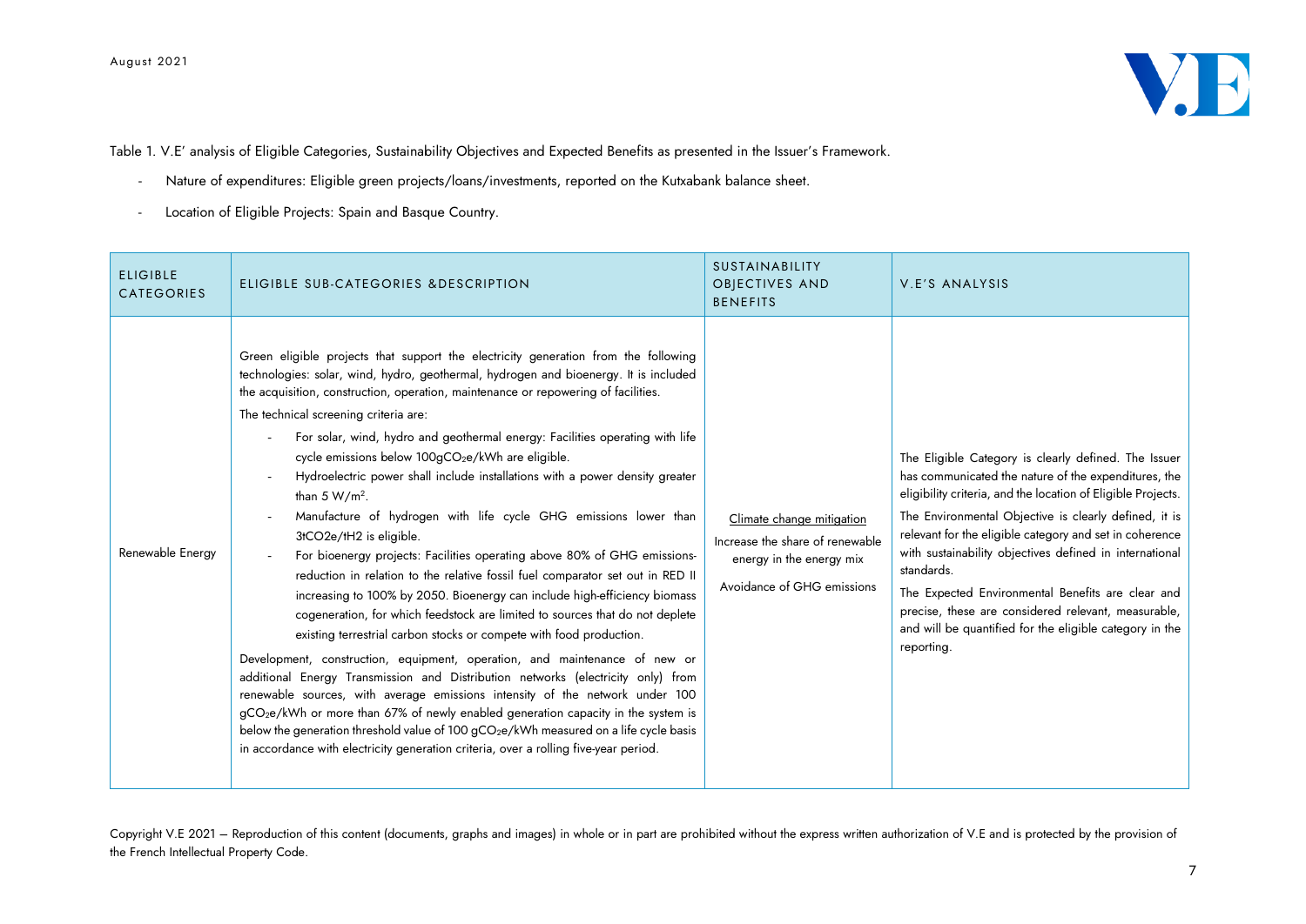Table 1. V.E' analysis of Eligible Categories, Sustainability Objectives and Expected Benefits as presented in the Issuer's Framework.

- Nature of expenditures: Eligible green projects/loans/investments, reported on the Kutxabank balance sheet.
- Location of Eligible Projects: Spain and Basque Country.

| ELIGIBLE CATEGORIES | ELIGIBLE SUB-CATEGORIES &DESCRIPTION | SUSTAINABILITY OBJECTIVES AND BENEFITS | V.E'S ANALYSIS |
|---|---|---|---|
| Renewable Energy | Green eligible projects that support the electricity generation from the following technologies: solar, wind, hydro, geothermal, hydrogen and bioenergy. It is included the acquisition, construction, operation, maintenance or repowering of facilities.<br>The technical screening criteria are:<br>- For solar, wind, hydro and geothermal energy: Facilities operating with life cycle emissions below 100g$CO_2$e/kWh are eligible.<br>- Hydroelectric power shall include installations with a power density greater than 5 W/$m^2$.<br>- Manufacture of hydrogen with life cycle GHG emissions lower than 3tCO2e/tH2 is eligible.<br>- For bioenergy projects: Facilities operating above 80% of GHG emissions-reduction in relation to the relative fossil fuel comparator set out in RED II increasing to 100% by 2050. Bioenergy can include high-efficiency biomass cogeneration, for which feedstock are limited to sources that do not deplete existing terrestrial carbon stocks or compete with food production.<br>Development, construction, equipment, operation, and maintenance of new or additional Energy Transmission and Distribution networks (electricity only) from renewable sources, with average emissions intensity of the network under 100 g$CO_2$e/kWh or more than 67% of newly enabled generation capacity in the system is below the generation threshold value of 100 g$CO_2$e/kWh measured on a life cycle basis in accordance with electricity generation criteria, over a rolling five-year period. | Climate change mitigation<br>Increase the share of renewable energy in the energy mix<br>Avoidance of GHG emissions | The Eligible Category is clearly defined. The Issuer has communicated the nature of the expenditures, the eligibility criteria, and the location of Eligible Projects.<br>The Environmental Objective is clearly defined, it is relevant for the eligible category and set in coherence with sustainability objectives defined in international standards.<br>The Expected Environmental Benefits are clear and precise, these are considered relevant, measurable, and will be quantified for the eligible category in the reporting. |

Copyright V.E 2021 – Reproduction of this content (documents, graphs and images) in whole or in part are prohibited without the express written authorization of V.E and is protected by the provision of the French Intellectual Property Code.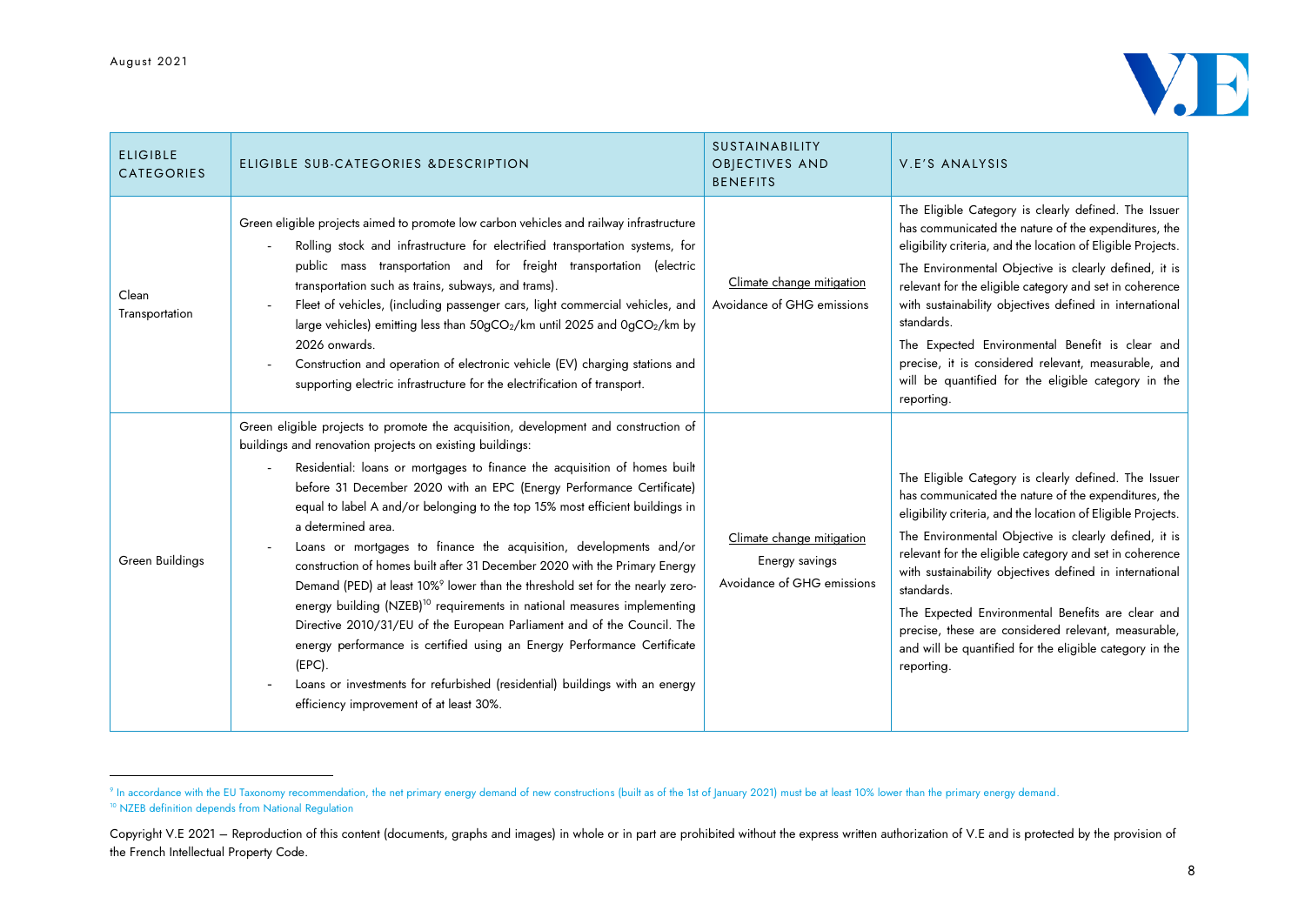| ELIGIBLE CATEGORIES | ELIGIBLE SUB-CATEGORIES &DESCRIPTION | SUSTAINABILITY OBJECTIVES AND BENEFITS | V.E'S ANALYSIS |
|---|---|---|---|
| Clean Transportation | Green eligible projects aimed to promote low carbon vehicles and railway infrastructure<br>- Rolling stock and infrastructure for electrified transportation systems, for public mass transportation and for freight transportation (electric transportation such as trains, subways, and trams).<br>- Fleet of vehicles, (including passenger cars, light commercial vehicles, and large vehicles) emitting less than $50gCO_2/km$ until 2025 and $0gCO_2/km$ by 2026 onwards.<br>- Construction and operation of electronic vehicle (EV) charging stations and supporting electric infrastructure for the electrification of transport. | Climate change mitigation<br>Avoidance of GHG emissions | The Eligible Category is clearly defined. The Issuer has communicated the nature of the expenditures, the eligibility criteria, and the location of Eligible Projects.<br>The Environmental Objective is clearly defined, it is relevant for the eligible category and set in coherence with sustainability objectives defined in international standards.<br>The Expected Environmental Benefit is clear and precise, it is considered relevant, measurable, and will be quantified for the eligible category in the reporting. |
| Green Buildings | Green eligible projects to promote the acquisition, development and construction of buildings and renovation projects on existing buildings:<br>- Residential: loans or mortgages to finance the acquisition of homes built before 31 December 2020 with an EPC (Energy Performance Certificate) equal to label A and/or belonging to the top 15% most efficient buildings in a determined area.<br>- Loans or mortgages to finance the acquisition, developments and/or construction of homes built after 31 December 2020 with the Primary Energy Demand (PED) at least 10%[9] lower than the threshold set for the nearly zero-energy building (NZEB)[10] requirements in national measures implementing Directive 2010/31/EU of the European Parliament and of the Council. The energy performance is certified using an Energy Performance Certificate (EPC).<br>- Loans or investments for refurbished (residential) buildings with an energy efficiency improvement of at least 30%. | Climate change mitigation<br>Energy savings<br>Avoidance of GHG emissions | The Eligible Category is clearly defined. The Issuer has communicated the nature of the expenditures, the eligibility criteria, and the location of Eligible Projects.<br>The Environmental Objective is clearly defined, it is relevant for the eligible category and set in coherence with sustainability objectives defined in international standards.<br>The Expected Environmental Benefits are clear and precise, these are considered relevant, measurable, and will be quantified for the eligible category in the reporting. |

[9] In accordance with the EU Taxonomy recommendation, the net primary energy demand of new constructions (built as of the 1st of January 2021) must be at least 10% lower than the primary energy demand.

[10] NZEB definition depends from National Regulation

Copyright V.E 2021 – Reproduction of this content (documents, graphs and images) in whole or in part are prohibited without the express written authorization of V.E and is protected by the provision of the French Intellectual Property Code.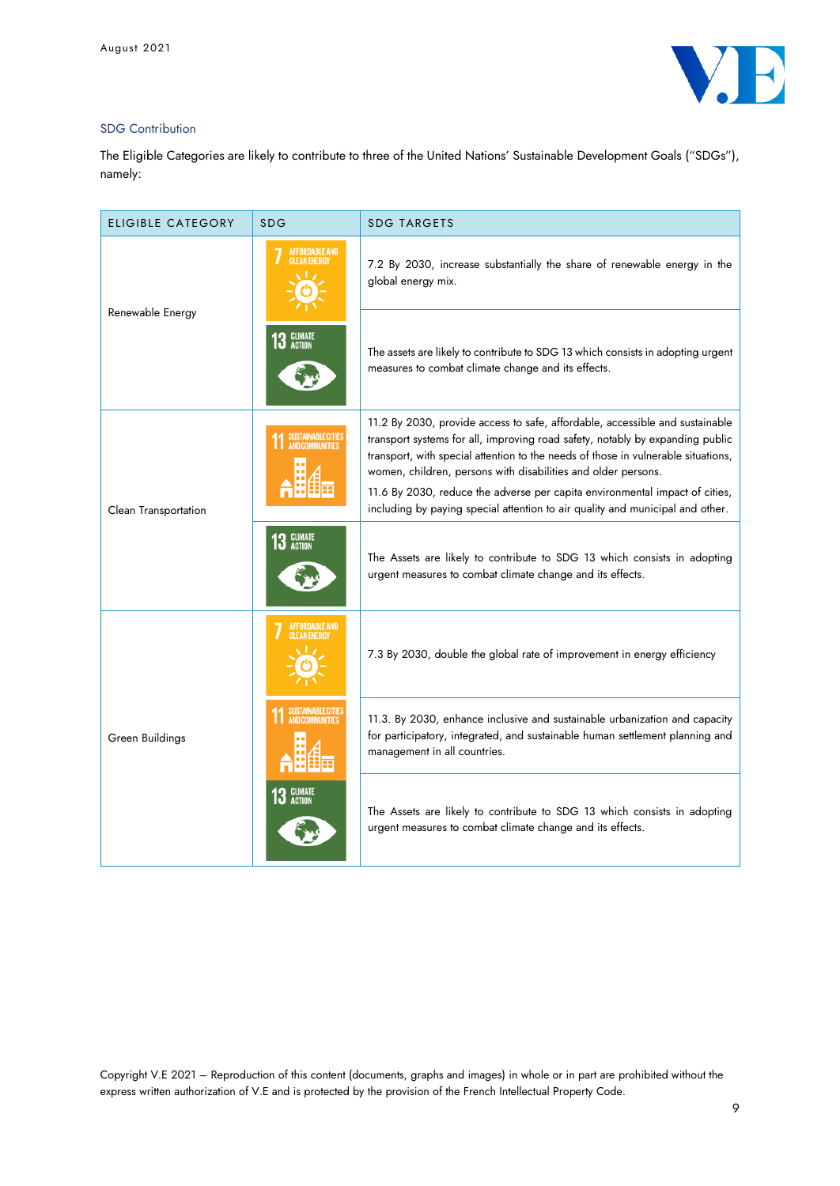## SDG Contribution

The Eligible Categories are likely to contribute to three of the United Nations' Sustainable Development Goals ("SDGs"), namely:

| ELIGIBLE CATEGORY | SDG | SDG TARGETS |
|---|---|---|
| Renewable Energy | 7 AFFORDABLE AND CLEAN ENERGY | 7.2 By 2030, increase substantially the share of renewable energy in the global energy mix. |
| | 13 CLIMATE ACTION | The assets are likely to contribute to SDG 13 which consists in adopting urgent measures to combat climate change and its effects. |
| Clean Transportation | 11 SUSTAINABLE CITIES AND COMMUNITIES | 11.2 By 2030, provide access to safe, affordable, accessible and sustainable transport systems for all, improving road safety, notably by expanding public transport, with special attention to the needs of those in vulnerable situations, women, children, persons with disabilities and older persons.<br>11.6 By 2030, reduce the adverse per capita environmental impact of cities, including by paying special attention to air quality and municipal and other. |
| | 13 CLIMATE ACTION | The Assets are likely to contribute to SDG 13 which consists in adopting urgent measures to combat climate change and its effects. |
| Green Buildings | 7 AFFORDABLE AND CLEAN ENERGY | 7.3 By 2030, double the global rate of improvement in energy efficiency |
| | 11 SUSTAINABLE CITIES AND COMMUNITIES | 11.3. By 2030, enhance inclusive and sustainable urbanization and capacity for participatory, integrated, and sustainable human settlement planning and management in all countries. |
| | 13 CLIMATE ACTION | The Assets are likely to contribute to SDG 13 which consists in adopting urgent measures to combat climate change and its effects. |

Copyright V.E 2021 – Reproduction of this content (documents, graphs and images) in whole or in part are prohibited without the express written authorization of V.E and is protected by the provision of the French Intellectual Property Code.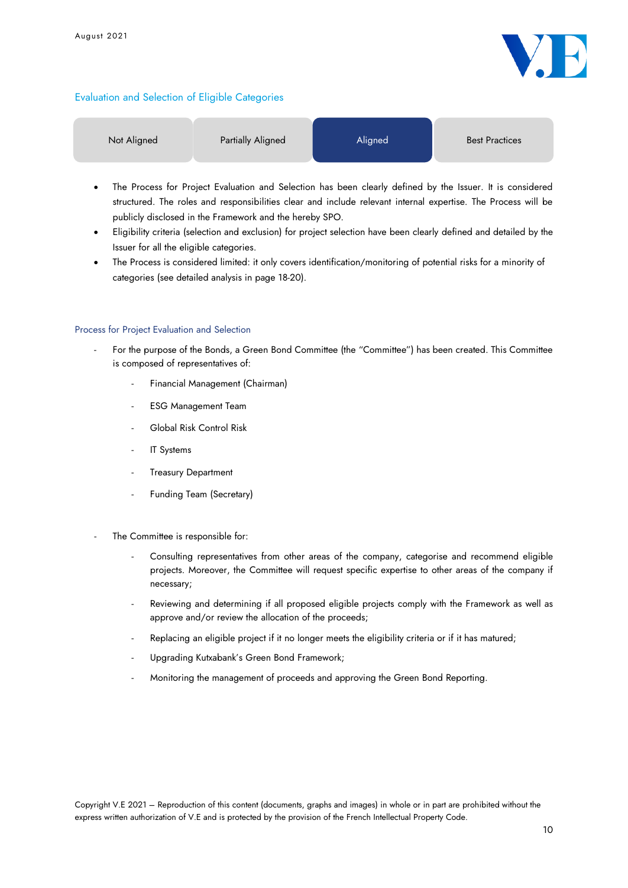## Evaluation and Selection of Eligible Categories

| Not Aligned | Partially Aligned | **Aligned** | Best Practices |
|---|---|---|---|

- The Process for Project Evaluation and Selection has been clearly defined by the Issuer. It is considered structured. The roles and responsibilities clear and include relevant internal expertise. The Process will be publicly disclosed in the Framework and the hereby SPO.
- Eligibility criteria (selection and exclusion) for project selection have been clearly defined and detailed by the Issuer for all the eligible categories.
- The Process is considered limited: it only covers identification/monitoring of potential risks for a minority of categories (see detailed analysis in page 18-20).

### Process for Project Evaluation and Selection

- For the purpose of the Bonds, a Green Bond Committee (the "Committee") has been created. This Committee is composed of representatives of:
  - Financial Management (Chairman)
  - ESG Management Team
  - Global Risk Control Risk
  - IT Systems
  - Treasury Department
  - Funding Team (Secretary)

- The Committee is responsible for:
  - Consulting representatives from other areas of the company, categorise and recommend eligible projects. Moreover, the Committee will request specific expertise to other areas of the company if necessary;
  - Reviewing and determining if all proposed eligible projects comply with the Framework as well as approve and/or review the allocation of the proceeds;
  - Replacing an eligible project if it no longer meets the eligibility criteria or if it has matured;
  - Upgrading Kutxabank's Green Bond Framework;
  - Monitoring the management of proceeds and approving the Green Bond Reporting.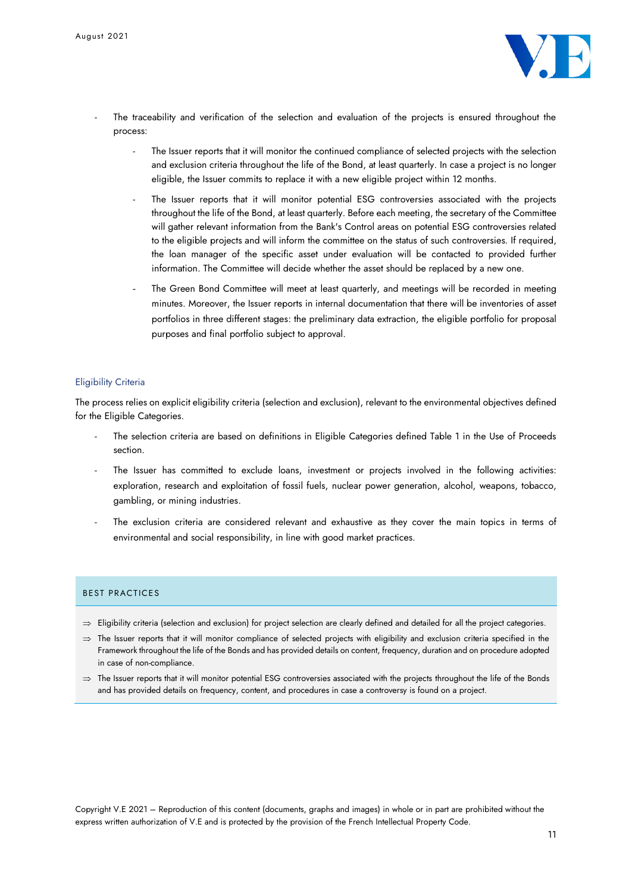- The traceability and verification of the selection and evaluation of the projects is ensured throughout the process:
    - The Issuer reports that it will monitor the continued compliance of selected projects with the selection and exclusion criteria throughout the life of the Bond, at least quarterly. In case a project is no longer eligible, the Issuer commits to replace it with a new eligible project within 12 months.
    - The Issuer reports that it will monitor potential ESG controversies associated with the projects throughout the life of the Bond, at least quarterly. Before each meeting, the secretary of the Committee will gather relevant information from the Bank's Control areas on potential ESG controversies related to the eligible projects and will inform the committee on the status of such controversies. If required, the loan manager of the specific asset under evaluation will be contacted to provided further information. The Committee will decide whether the asset should be replaced by a new one.
    - The Green Bond Committee will meet at least quarterly, and meetings will be recorded in meeting minutes. Moreover, the Issuer reports in internal documentation that there will be inventories of asset portfolios in three different stages: the preliminary data extraction, the eligible portfolio for proposal purposes and final portfolio subject to approval.

### Eligibility Criteria

The process relies on explicit eligibility criteria (selection and exclusion), relevant to the environmental objectives defined for the Eligible Categories.

- The selection criteria are based on definitions in Eligible Categories defined Table 1 in the Use of Proceeds section.
- The Issuer has committed to exclude loans, investment or projects involved in the following activities: exploration, research and exploitation of fossil fuels, nuclear power generation, alcohol, weapons, tobacco, gambling, or mining industries.
- The exclusion criteria are considered relevant and exhaustive as they cover the main topics in terms of environmental and social responsibility, in line with good market practices.

#### BEST PRACTICES

⇒ Eligibility criteria (selection and exclusion) for project selection are clearly defined and detailed for all the project categories.

⇒ The Issuer reports that it will monitor compliance of selected projects with eligibility and exclusion criteria specified in the Framework throughout the life of the Bonds and has provided details on content, frequency, duration and on procedure adopted in case of non-compliance.

⇒ The Issuer reports that it will monitor potential ESG controversies associated with the projects throughout the life of the Bonds and has provided details on frequency, content, and procedures in case a controversy is found on a project.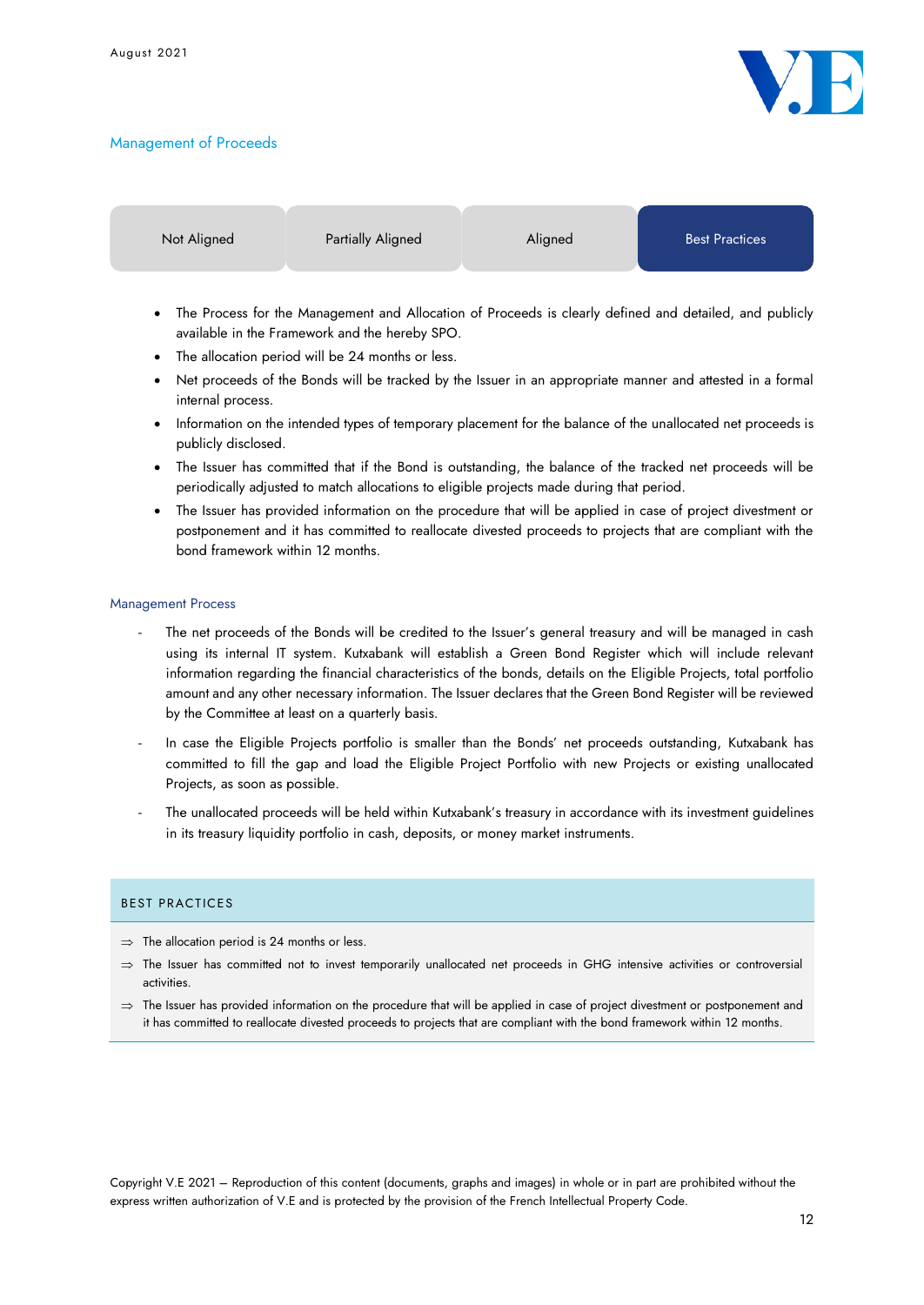## Management of Proceeds

| Not Aligned | Partially Aligned | Aligned | **Best Practices** |
|---|---|---|---|

- The Process for the Management and Allocation of Proceeds is clearly defined and detailed, and publicly available in the Framework and the hereby SPO.
- The allocation period will be 24 months or less.
- Net proceeds of the Bonds will be tracked by the Issuer in an appropriate manner and attested in a formal internal process.
- Information on the intended types of temporary placement for the balance of the unallocated net proceeds is publicly disclosed.
- The Issuer has committed that if the Bond is outstanding, the balance of the tracked net proceeds will be periodically adjusted to match allocations to eligible projects made during that period.
- The Issuer has provided information on the procedure that will be applied in case of project divestment or postponement and it has committed to reallocate divested proceeds to projects that are compliant with the bond framework within 12 months.

### Management Process

- The net proceeds of the Bonds will be credited to the Issuer's general treasury and will be managed in cash using its internal IT system. Kutxabank will establish a Green Bond Register which will include relevant information regarding the financial characteristics of the bonds, details on the Eligible Projects, total portfolio amount and any other necessary information. The Issuer declares that the Green Bond Register will be reviewed by the Committee at least on a quarterly basis.
- In case the Eligible Projects portfolio is smaller than the Bonds' net proceeds outstanding, Kutxabank has committed to fill the gap and load the Eligible Project Portfolio with new Projects or existing unallocated Projects, as soon as possible.
- The unallocated proceeds will be held within Kutxabank's treasury in accordance with its investment guidelines in its treasury liquidity portfolio in cash, deposits, or money market instruments.

**BEST PRACTICES**

⇒ The allocation period is 24 months or less.

⇒ The Issuer has committed not to invest temporarily unallocated net proceeds in GHG intensive activities or controversial activities.

⇒ The Issuer has provided information on the procedure that will be applied in case of project divestment or postponement and it has committed to reallocate divested proceeds to projects that are compliant with the bond framework within 12 months.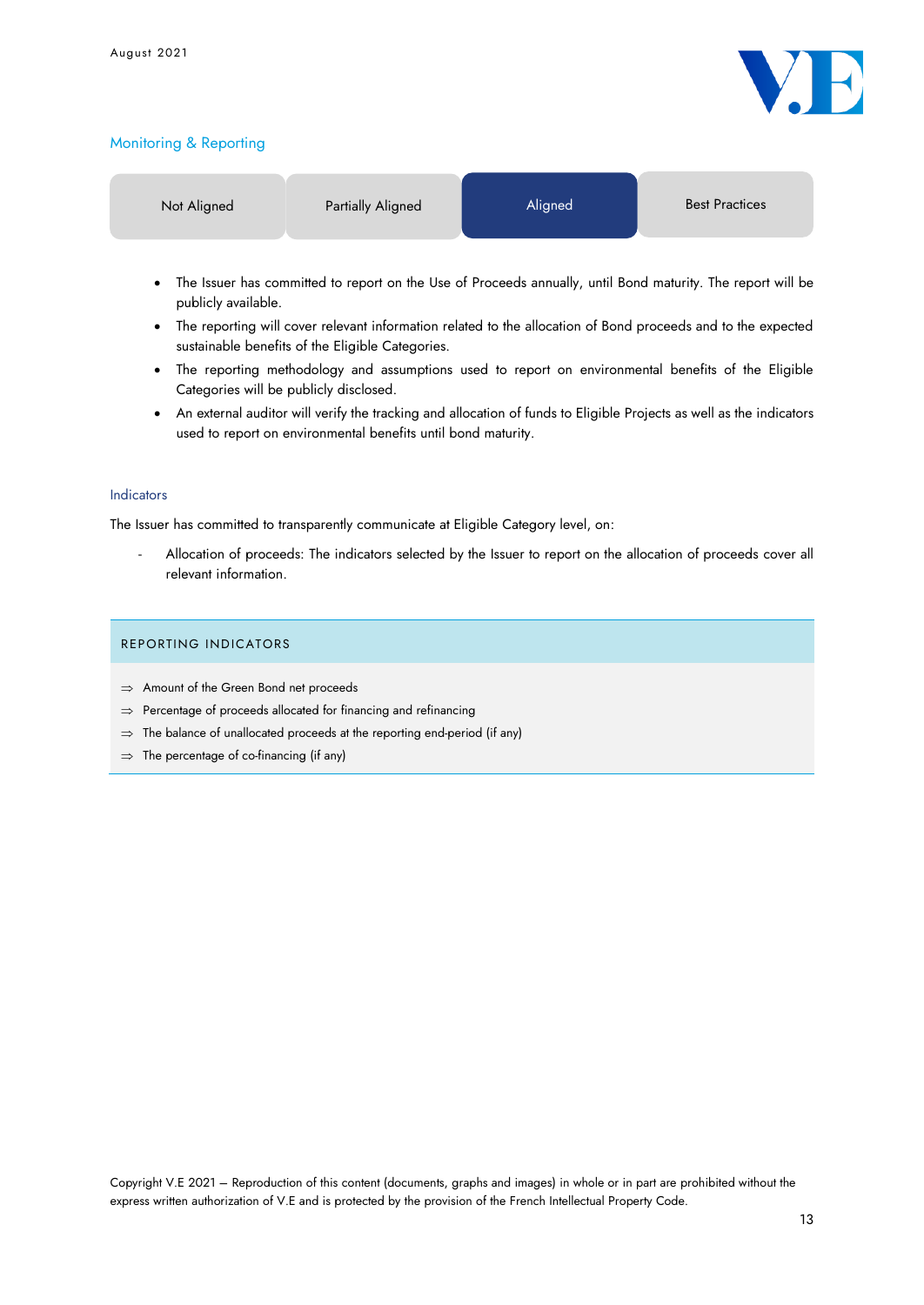## Monitoring & Reporting

| Not Aligned | Partially Aligned | **Aligned** | Best Practices |
|---|---|---|---|

- The Issuer has committed to report on the Use of Proceeds annually, until Bond maturity. The report will be publicly available.
- The reporting will cover relevant information related to the allocation of Bond proceeds and to the expected sustainable benefits of the Eligible Categories.
- The reporting methodology and assumptions used to report on environmental benefits of the Eligible Categories will be publicly disclosed.
- An external auditor will verify the tracking and allocation of funds to Eligible Projects as well as the indicators used to report on environmental benefits until bond maturity.

### Indicators

The Issuer has committed to transparently communicate at Eligible Category level, on:

- Allocation of proceeds: The indicators selected by the Issuer to report on the allocation of proceeds cover all relevant information.

| REPORTING INDICATORS |
|---|
| ⇒ Amount of the Green Bond net proceeds |
| ⇒ Percentage of proceeds allocated for financing and refinancing |
| ⇒ The balance of unallocated proceeds at the reporting end-period (if any) |
| ⇒ The percentage of co-financing (if any) |

Copyright V.E 2021 – Reproduction of this content (documents, graphs and images) in whole or in part are prohibited without the express written authorization of V.E and is protected by the provision of the French Intellectual Property Code.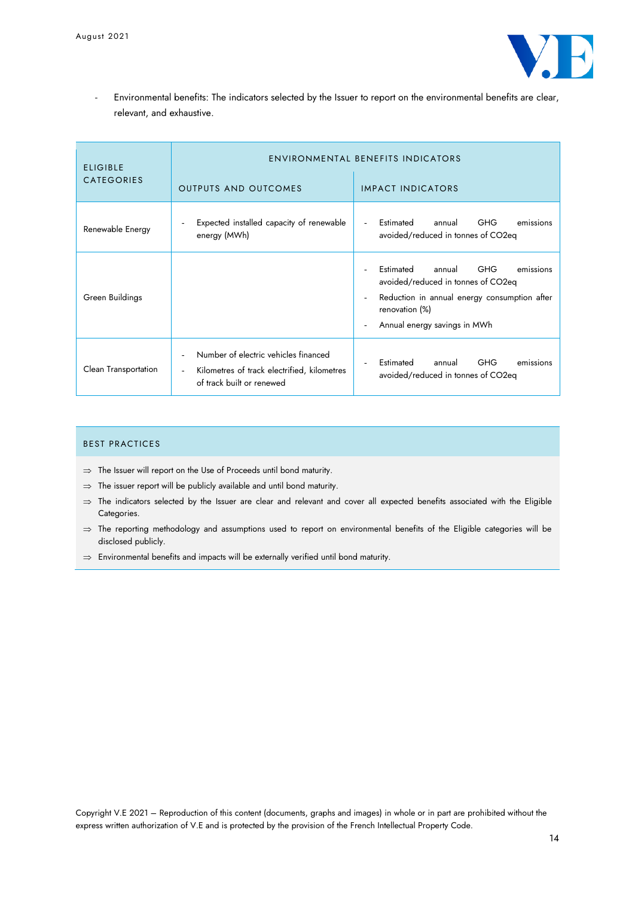- Environmental benefits: The indicators selected by the Issuer to report on the environmental benefits are clear, relevant, and exhaustive.

| ELIGIBLE CATEGORIES | ENVIRONMENTAL BENEFITS INDICATORS | |
|---|---|---|
| | OUTPUTS AND OUTCOMES | IMPACT INDICATORS |
| Renewable Energy | - Expected installed capacity of renewable energy (MWh) | - Estimated annual GHG emissions avoided/reduced in tonnes of CO2eq |
| Green Buildings | | - Estimated annual GHG emissions avoided/reduced in tonnes of CO2eq<br>- Reduction in annual energy consumption after renovation (%)<br>- Annual energy savings in MWh |
| Clean Transportation | - Number of electric vehicles financed<br>- Kilometres of track electrified, kilometres of track built or renewed | - Estimated annual GHG emissions avoided/reduced in tonnes of CO2eq |

## BEST PRACTICES

⇒ The Issuer will report on the Use of Proceeds until bond maturity.

⇒ The issuer report will be publicly available and until bond maturity.

⇒ The indicators selected by the Issuer are clear and relevant and cover all expected benefits associated with the Eligible Categories.

⇒ The reporting methodology and assumptions used to report on environmental benefits of the Eligible categories will be disclosed publicly.

⇒ Environmental benefits and impacts will be externally verified until bond maturity.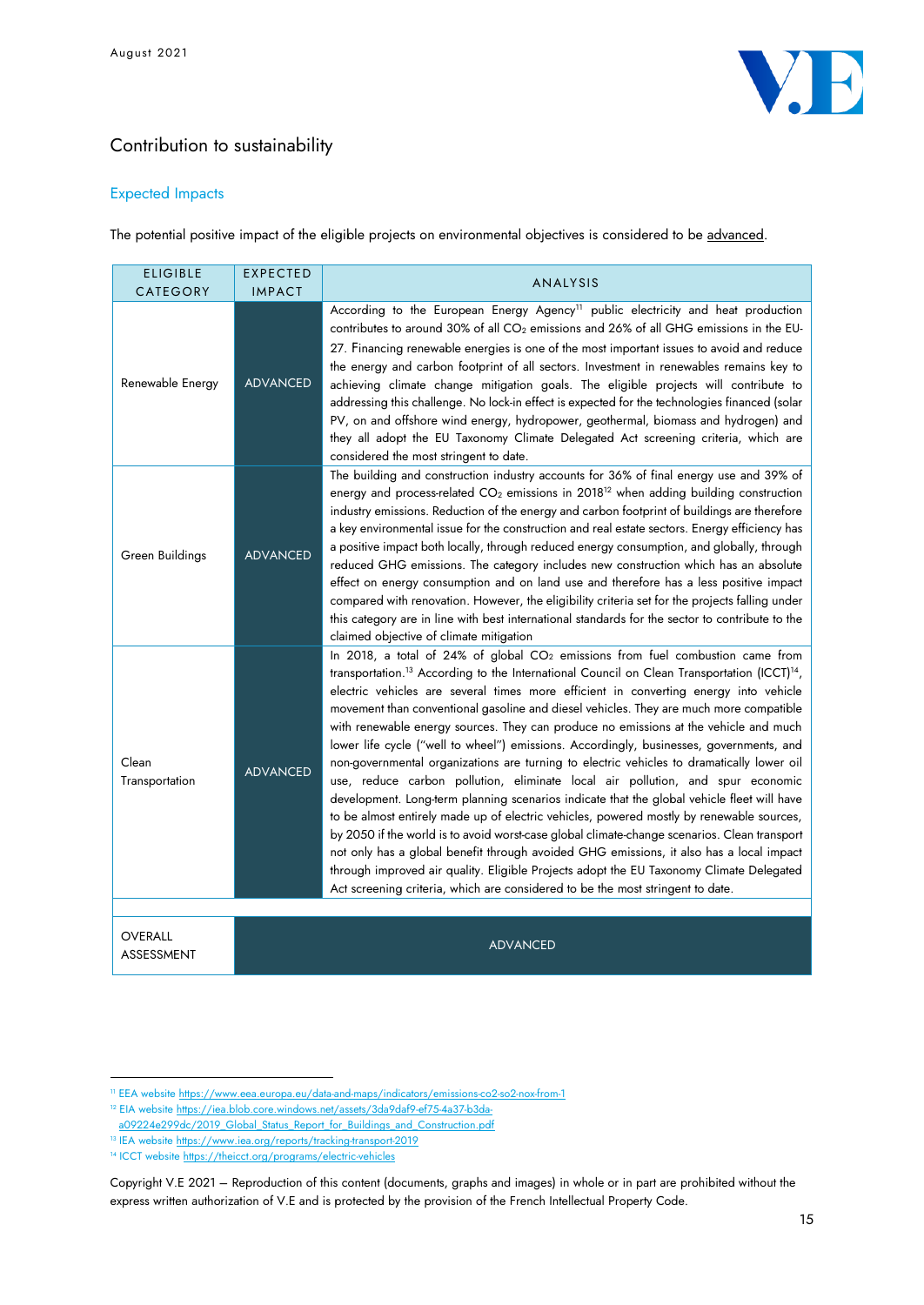## Contribution to sustainability

### Expected Impacts

The potential positive impact of the eligible projects on environmental objectives is considered to be advanced.

| ELIGIBLE CATEGORY | EXPECTED IMPACT | ANALYSIS |
|---|---|---|
| Renewable Energy | ADVANCED | According to the European Energy Agency[11] public electricity and heat production contributes to around 30% of all $CO_2$ emissions and 26% of all GHG emissions in the EU-27. Financing renewable energies is one of the most important issues to avoid and reduce the energy and carbon footprint of all sectors. Investment in renewables remains key to achieving climate change mitigation goals. The eligible projects will contribute to addressing this challenge. No lock-in effect is expected for the technologies financed (solar PV, on and offshore wind energy, hydropower, geothermal, biomass and hydrogen) and they all adopt the EU Taxonomy Climate Delegated Act screening criteria, which are considered the most stringent to date. |
| Green Buildings | ADVANCED | The building and construction industry accounts for 36% of final energy use and 39% of energy and process-related $CO_2$ emissions in 2018[12] when adding building construction industry emissions. Reduction of the energy and carbon footprint of buildings are therefore a key environmental issue for the construction and real estate sectors. Energy efficiency has a positive impact both locally, through reduced energy consumption, and globally, through reduced GHG emissions. The category includes new construction which has an absolute effect on energy consumption and on land use and therefore has a less positive impact compared with renovation. However, the eligibility criteria set for the projects falling under this category are in line with best international standards for the sector to contribute to the claimed objective of climate mitigation |
| Clean Transportation | ADVANCED | In 2018, a total of 24% of global $CO_2$ emissions from fuel combustion came from transportation.[13] According to the International Council on Clean Transportation (ICCT)[14], electric vehicles are several times more efficient in converting energy into vehicle movement than conventional gasoline and diesel vehicles. They are much more compatible with renewable energy sources. They can produce no emissions at the vehicle and much lower life cycle ("well to wheel") emissions. Accordingly, businesses, governments, and non-governmental organizations are turning to electric vehicles to dramatically lower oil use, reduce carbon pollution, eliminate local air pollution, and spur economic development. Long-term planning scenarios indicate that the global vehicle fleet will have to be almost entirely made up of electric vehicles, powered mostly by renewable sources, by 2050 if the world is to avoid worst-case global climate-change scenarios. Clean transport not only has a global benefit through avoided GHG emissions, it also has a local impact through improved air quality. Eligible Projects adopt the EU Taxonomy Climate Delegated Act screening criteria, which are considered to be the most stringent to date. |
| | | |
| OVERALL ASSESSMENT | ADVANCED | |

[11] EEA website https://www.eea.europa.eu/data-and-maps/indicators/emissions-co2-so2-nox-from-1

[12] EIA website https://iea.blob.core.windows.net/assets/3da9daf9-ef75-4a37-b3da-a09224e299dc/2019_Global_Status_Report_for_Buildings_and_Construction.pdf

[13] IEA website https://www.iea.org/reports/tracking-transport-2019

[14] ICCT website https://theicct.org/programs/electric-vehicles

Copyright V.E 2021 – Reproduction of this content (documents, graphs and images) in whole or in part are prohibited without the express written authorization of V.E and is protected by the provision of the French Intellectual Property Code.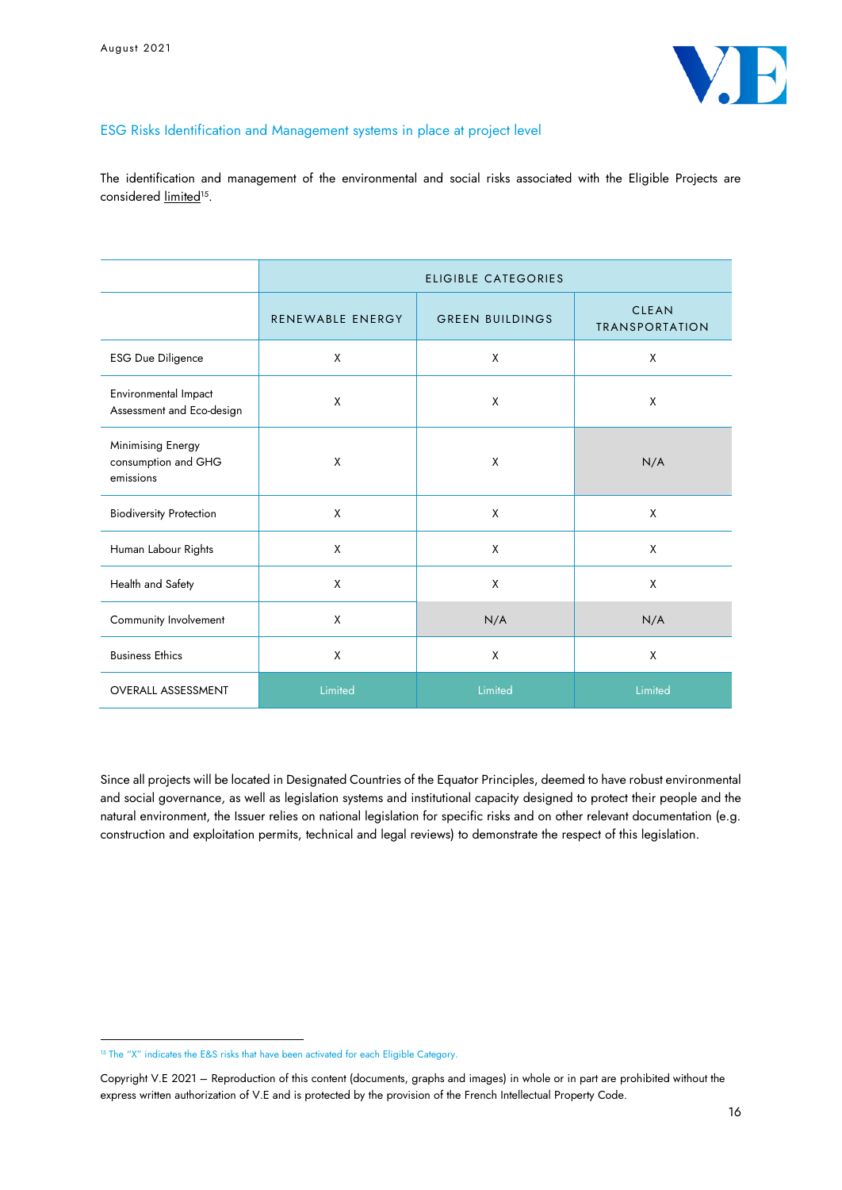## ESG Risks Identification and Management systems in place at project level

The identification and management of the environmental and social risks associated with the Eligible Projects are considered limited[15].

| | ELIGIBLE CATEGORIES | | |
|---|---|---|---|
| | RENEWABLE ENERGY | GREEN BUILDINGS | CLEAN TRANSPORTATION |
| ESG Due Diligence | X | X | X |
| Environmental Impact Assessment and Eco-design | X | X | X |
| Minimising Energy consumption and GHG emissions | X | X | N/A |
| Biodiversity Protection | X | X | X |
| Human Labour Rights | X | X | X |
| Health and Safety | X | X | X |
| Community Involvement | X | N/A | N/A |
| Business Ethics | X | X | X |
| OVERALL ASSESSMENT | Limited | Limited | Limited |

Since all projects will be located in Designated Countries of the Equator Principles, deemed to have robust environmental and social governance, as well as legislation systems and institutional capacity designed to protect their people and the natural environment, the Issuer relies on national legislation for specific risks and on other relevant documentation (e.g. construction and exploitation permits, technical and legal reviews) to demonstrate the respect of this legislation.

[15] The "X" indicates the E&S risks that have been activated for each Eligible Category.

Copyright V.E 2021 – Reproduction of this content (documents, graphs and images) in whole or in part are prohibited without the express written authorization of V.E and is protected by the provision of the French Intellectual Property Code.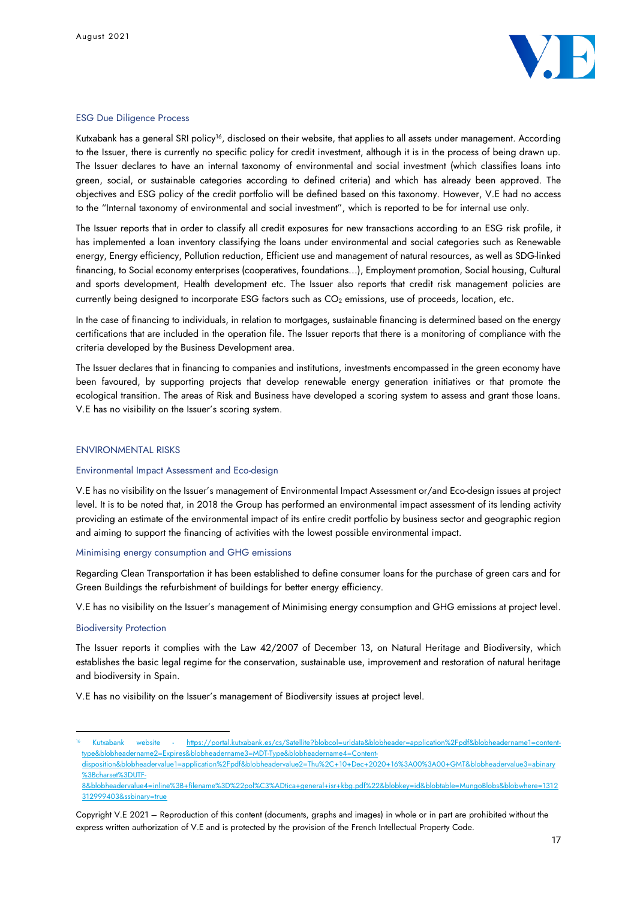### ESG Due Diligence Process

Kutxabank has a general SRI policy[16], disclosed on their website, that applies to all assets under management. According to the Issuer, there is currently no specific policy for credit investment, although it is in the process of being drawn up. The Issuer declares to have an internal taxonomy of environmental and social investment (which classifies loans into green, social, or sustainable categories according to defined criteria) and which has already been approved. The objectives and ESG policy of the credit portfolio will be defined based on this taxonomy. However, V.E had no access to the "Internal taxonomy of environmental and social investment", which is reported to be for internal use only.

The Issuer reports that in order to classify all credit exposures for new transactions according to an ESG risk profile, it has implemented a loan inventory classifying the loans under environmental and social categories such as Renewable energy, Energy efficiency, Pollution reduction, Efficient use and management of natural resources, as well as SDG-linked financing, to Social economy enterprises (cooperatives, foundations…), Employment promotion, Social housing, Cultural and sports development, Health development etc. The Issuer also reports that credit risk management policies are currently being designed to incorporate ESG factors such as $CO_2$ emissions, use of proceeds, location, etc.

In the case of financing to individuals, in relation to mortgages, sustainable financing is determined based on the energy certifications that are included in the operation file. The Issuer reports that there is a monitoring of compliance with the criteria developed by the Business Development area.

The Issuer declares that in financing to companies and institutions, investments encompassed in the green economy have been favoured, by supporting projects that develop renewable energy generation initiatives or that promote the ecological transition. The areas of Risk and Business have developed a scoring system to assess and grant those loans. V.E has no visibility on the Issuer's scoring system.

## ENVIRONMENTAL RISKS

### Environmental Impact Assessment and Eco-design

V.E has no visibility on the Issuer's management of Environmental Impact Assessment or/and Eco-design issues at project level. It is to be noted that, in 2018 the Group has performed an environmental impact assessment of its lending activity providing an estimate of the environmental impact of its entire credit portfolio by business sector and geographic region and aiming to support the financing of activities with the lowest possible environmental impact.

### Minimising energy consumption and GHG emissions

Regarding Clean Transportation it has been established to define consumer loans for the purchase of green cars and for Green Buildings the refurbishment of buildings for better energy efficiency.

V.E has no visibility on the Issuer's management of Minimising energy consumption and GHG emissions at project level.

### Biodiversity Protection

The Issuer reports it complies with the Law 42/2007 of December 13, on Natural Heritage and Biodiversity, which establishes the basic legal regime for the conservation, sustainable use, improvement and restoration of natural heritage and biodiversity in Spain.

V.E has no visibility on the Issuer's management of Biodiversity issues at project level.

---

[16] Kutxabank website - https://portal.kutxabank.es/cs/Satellite?blobcol=urldata&blobheader=application%2Fpdf&blobheadername1=content-type&blobheadername2=Expires&blobheadername3=MDT-Type&blobheadername4=Content-disposition&blobheadervalue1=application%2Fpdf&blobheadervalue2=Thu%2C+10+Dec+2020+16%3A00%3A00+GMT&blobheadervalue3=abinary%3Bcharset%3DUTF-8&blobheadervalue4=inline%3B+filename%3D%22pol%C3%ADtica+general+isr+kbg.pdf%22&blobkey=id&blobtable=MungoBlobs&blobwhere=1312312999403&ssbinary=true

Copyright V.E 2021 – Reproduction of this content (documents, graphs and images) in whole or in part are prohibited without the express written authorization of V.E and is protected by the provision of the French Intellectual Property Code.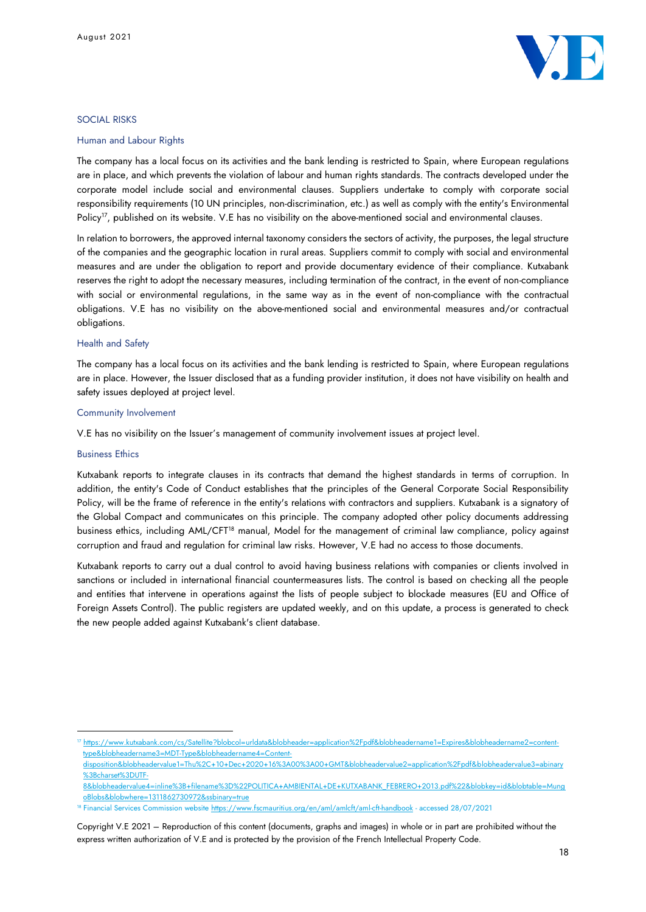## SOCIAL RISKS

### Human and Labour Rights

The company has a local focus on its activities and the bank lending is restricted to Spain, where European regulations are in place, and which prevents the violation of labour and human rights standards. The contracts developed under the corporate model include social and environmental clauses. Suppliers undertake to comply with corporate social responsibility requirements (10 UN principles, non-discrimination, etc.) as well as comply with the entity's Environmental Policy[17], published on its website. V.E has no visibility on the above-mentioned social and environmental clauses.

In relation to borrowers, the approved internal taxonomy considers the sectors of activity, the purposes, the legal structure of the companies and the geographic location in rural areas. Suppliers commit to comply with social and environmental measures and are under the obligation to report and provide documentary evidence of their compliance. Kutxabank reserves the right to adopt the necessary measures, including termination of the contract, in the event of non-compliance with social or environmental regulations, in the same way as in the event of non-compliance with the contractual obligations. V.E has no visibility on the above-mentioned social and environmental measures and/or contractual obligations.

### Health and Safety

The company has a local focus on its activities and the bank lending is restricted to Spain, where European regulations are in place. However, the Issuer disclosed that as a funding provider institution, it does not have visibility on health and safety issues deployed at project level.

### Community Involvement

V.E has no visibility on the Issuer's management of community involvement issues at project level.

### Business Ethics

Kutxabank reports to integrate clauses in its contracts that demand the highest standards in terms of corruption. In addition, the entity's Code of Conduct establishes that the principles of the General Corporate Social Responsibility Policy, will be the frame of reference in the entity's relations with contractors and suppliers. Kutxabank is a signatory of the Global Compact and communicates on this principle. The company adopted other policy documents addressing business ethics, including AML/CFT[18] manual, Model for the management of criminal law compliance, policy against corruption and fraud and regulation for criminal law risks. However, V.E had no access to those documents.

Kutxabank reports to carry out a dual control to avoid having business relations with companies or clients involved in sanctions or included in international financial countermeasures lists. The control is based on checking all the people and entities that intervene in operations against the lists of people subject to blockade measures (EU and Office of Foreign Assets Control). The public registers are updated weekly, and on this update, a process is generated to check the new people added against Kutxabank's client database.

---

[17] https://www.kutxabank.com/cs/Satellite?blobcol=urldata&blobheader=application%2Fpdf&blobheadername1=Expires&blobheadername2=content-type&blobheadername3=MDT-Type&blobheadername4=Content-disposition&blobheadervalue1=Thu%2C+10+Dec+2020+16%3A00%3A00+GMT&blobheadervalue2=application%2Fpdf&blobheadervalue3=abinary%3Bcharset%3DUTF-8&blobheadervalue4=inline%3B+filename%3D%22POLITICA+AMBIENTAL+DE+KUTXABANK_FEBRERO+2013.pdf%22&blobkey=id&blobtable=MungoBlobs&blobwhere=1311862730972&ssbinary=true

[18] Financial Services Commission website https://www.fscmauritius.org/en/aml/amlcft/aml-cft-handbook - accessed 28/07/2021

Copyright V.E 2021 – Reproduction of this content (documents, graphs and images) in whole or in part are prohibited without the express written authorization of V.E and is protected by the provision of the French Intellectual Property Code.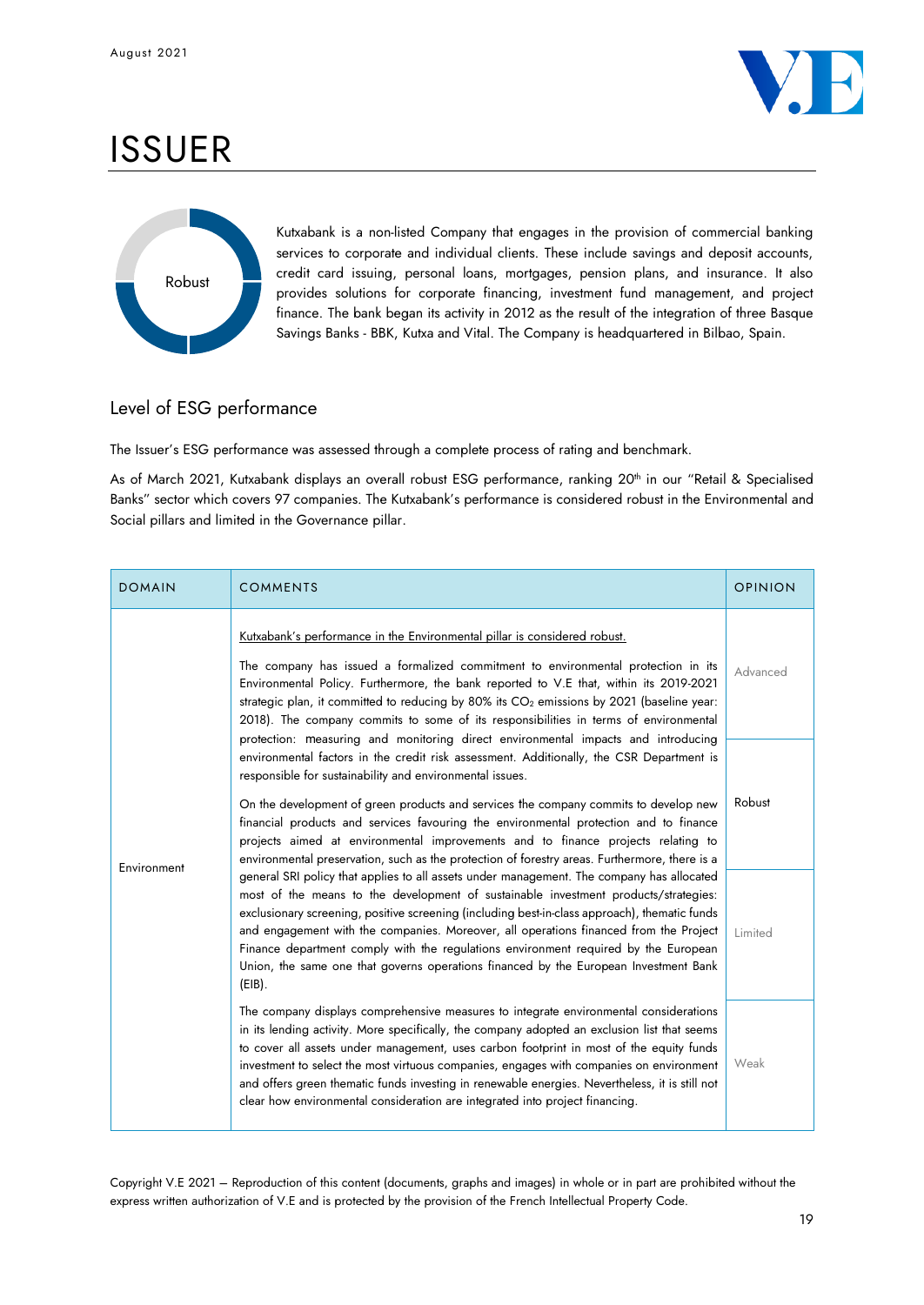# ISSUER

Robust

Kutxabank is a non-listed Company that engages in the provision of commercial banking services to corporate and individual clients. These include savings and deposit accounts, credit card issuing, personal loans, mortgages, pension plans, and insurance. It also provides solutions for corporate financing, investment fund management, and project finance. The bank began its activity in 2012 as the result of the integration of three Basque Savings Banks - BBK, Kutxa and Vital. The Company is headquartered in Bilbao, Spain.

## Level of ESG performance

The Issuer's ESG performance was assessed through a complete process of rating and benchmark.

As of March 2021, Kutxabank displays an overall robust ESG performance, ranking 20th in our "Retail & Specialised Banks" sector which covers 97 companies. The Kutxabank's performance is considered robust in the Environmental and Social pillars and limited in the Governance pillar.

| DOMAIN | COMMENTS | OPINION |
|---|---|---|
| Environment | Kutxabank's performance in the Environmental pillar is considered robust.<br><br>The company has issued a formalized commitment to environmental protection in its Environmental Policy. Furthermore, the bank reported to V.E that, within its 2019-2021 strategic plan, it committed to reducing by 80% its $CO_2$ emissions by 2021 (baseline year: 2018). The company commits to some of its responsibilities in terms of environmental protection: measuring and monitoring direct environmental impacts and introducing environmental factors in the credit risk assessment. Additionally, the CSR Department is responsible for sustainability and environmental issues.<br><br>On the development of green products and services the company commits to develop new financial products and services favouring the environmental protection and to finance projects aimed at environmental improvements and to finance projects relating to environmental preservation, such as the protection of forestry areas. Furthermore, there is a general SRI policy that applies to all assets under management. The company has allocated most of the means to the development of sustainable investment products/strategies: exclusionary screening, positive screening (including best-in-class approach), thematic funds and engagement with the companies. Moreover, all operations financed from the Project Finance department comply with the regulations environment required by the European Union, the same one that governs operations financed by the European Investment Bank (EIB).<br><br>The company displays comprehensive measures to integrate environmental considerations in its lending activity. More specifically, the company adopted an exclusion list that seems to cover all assets under management, uses carbon footprint in most of the equity funds investment to select the most virtuous companies, engages with companies on environment and offers green thematic funds investing in renewable energies. Nevertheless, it is still not clear how environmental consideration are integrated into project financing. | Advanced<br><br>**Robust**<br><br>Limited<br><br>Weak |

Copyright V.E 2021 – Reproduction of this content (documents, graphs and images) in whole or in part are prohibited without the express written authorization of V.E and is protected by the provision of the French Intellectual Property Code.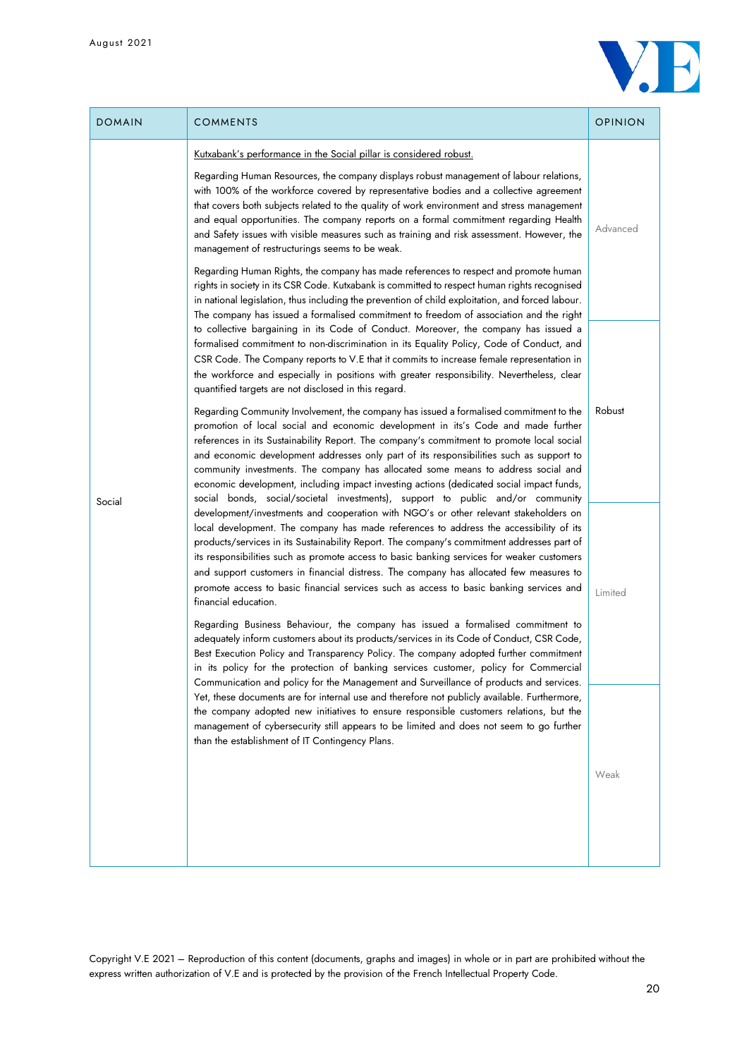| DOMAIN | COMMENTS | OPINION |
|---|---|---|
| Social | Kutxabank's performance in the Social pillar is considered robust.<br><br>Regarding Human Resources, the company displays robust management of labour relations, with 100% of the workforce covered by representative bodies and a collective agreement that covers both subjects related to the quality of work environment and stress management and equal opportunities. The company reports on a formal commitment regarding Health and Safety issues with visible measures such as training and risk assessment. However, the management of restructurings seems to be weak.<br><br>Regarding Human Rights, the company has made references to respect and promote human rights in society in its CSR Code. Kutxabank is committed to respect human rights recognised in national legislation, thus including the prevention of child exploitation, and forced labour. The company has issued a formalised commitment to freedom of association and the right to collective bargaining in its Code of Conduct. Moreover, the company has issued a formalised commitment to non-discrimination in its Equality Policy, Code of Conduct, and CSR Code. The Company reports to V.E that it commits to increase female representation in the workforce and especially in positions with greater responsibility. Nevertheless, clear quantified targets are not disclosed in this regard.<br><br>Regarding Community Involvement, the company has issued a formalised commitment to the promotion of local social and economic development in it's Code and made further references in its Sustainability Report. The company's commitment to promote local social and economic development addresses only part of its responsibilities such as support to community investments. The company has allocated some means to address social and economic development, including impact investing actions (dedicated social impact funds, social bonds, social/societal investments), support to public and/or community development/investments and cooperation with NGO's or other relevant stakeholders on local development. The company has made references to address the accessibility of its products/services in its Sustainability Report. The company's commitment addresses part of its responsibilities such as promote access to basic banking services for weaker customers and support customers in financial distress. The company has allocated few measures to promote access to basic financial services such as access to basic banking services and financial education.<br><br>Regarding Business Behaviour, the company has issued a formalised commitment to adequately inform customers about its products/services in its Code of Conduct, CSR Code, Best Execution Policy and Transparency Policy. The company adopted further commitment in its policy for the protection of banking services customer, policy for Commercial Communication and policy for the Management and Surveillance of products and services. Yet, these documents are for internal use and therefore not publicly available. Furthermore, the company adopted new initiatives to ensure responsible customers relations, but the management of cybersecurity still appears to be limited and does not seem to go further than the establishment of IT Contingency Plans. | Advanced<br><br>**Robust**<br><br>Limited<br><br>Weak |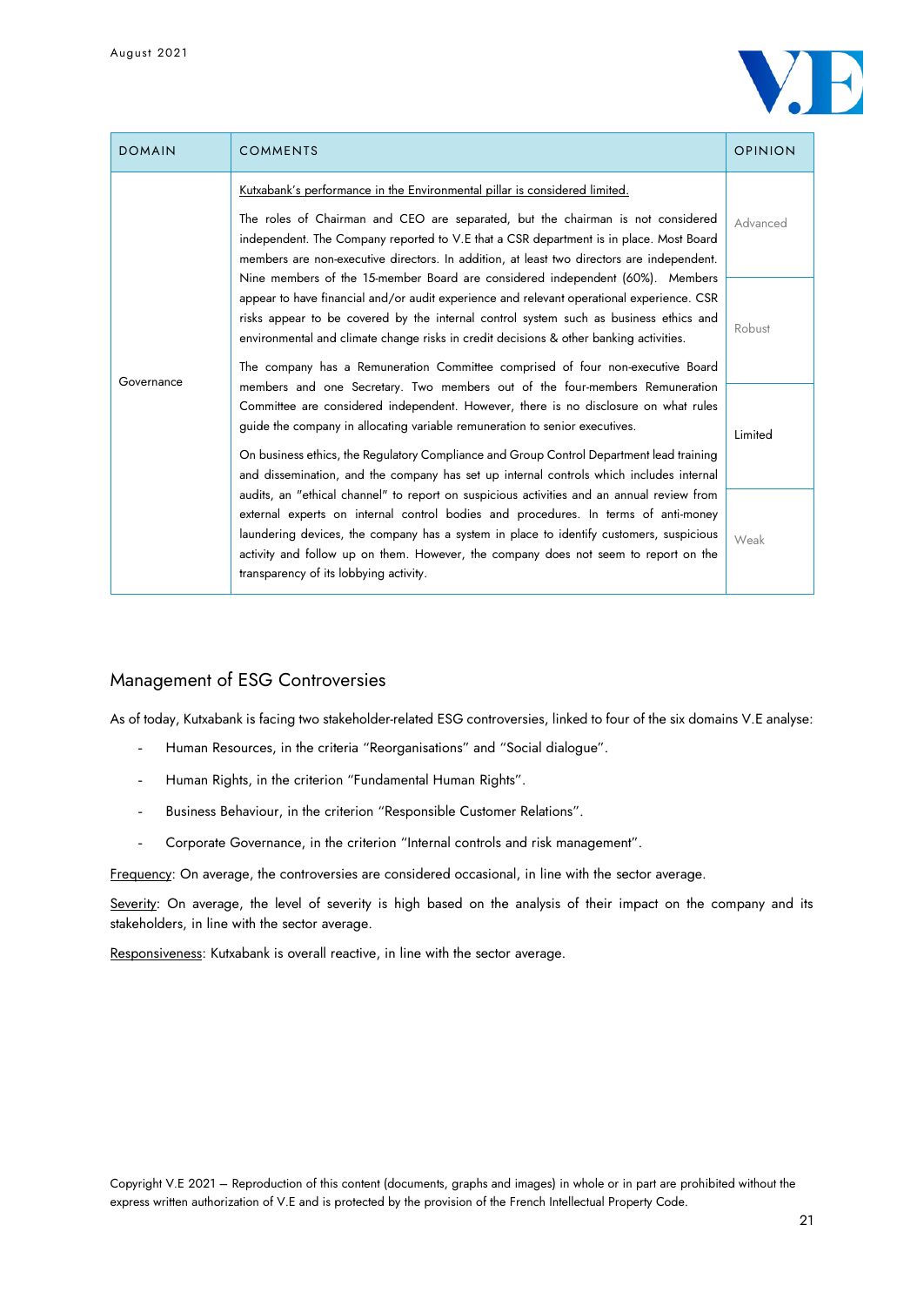| DOMAIN | COMMENTS | OPINION |
|---|---|---|
| Governance | Kutxabank's performance in the Environmental pillar is considered limited.<br><br>The roles of Chairman and CEO are separated, but the chairman is not considered independent. The Company reported to V.E that a CSR department is in place. Most Board members are non-executive directors. In addition, at least two directors are independent. Nine members of the 15-member Board are considered independent (60%). Members appear to have financial and/or audit experience and relevant operational experience. CSR risks appear to be covered by the internal control system such as business ethics and environmental and climate change risks in credit decisions & other banking activities.<br><br>The company has a Remuneration Committee comprised of four non-executive Board members and one Secretary. Two members out of the four-members Remuneration Committee are considered independent. However, there is no disclosure on what rules guide the company in allocating variable remuneration to senior executives.<br><br>On business ethics, the Regulatory Compliance and Group Control Department lead training and dissemination, and the company has set up internal controls which includes internal audits, an "ethical channel" to report on suspicious activities and an annual review from external experts on internal control bodies and procedures. In terms of anti-money laundering devices, the company has a system in place to identify customers, suspicious activity and follow up on them. However, the company does not seem to report on the transparency of its lobbying activity. | Advanced<br><br>Robust<br><br>Limited<br><br>Weak |

## Management of ESG Controversies

As of today, Kutxabank is facing two stakeholder-related ESG controversies, linked to four of the six domains V.E analyse:

- Human Resources, in the criteria "Reorganisations" and "Social dialogue".
- Human Rights, in the criterion "Fundamental Human Rights".
- Business Behaviour, in the criterion "Responsible Customer Relations".
- Corporate Governance, in the criterion "Internal controls and risk management".

Frequency: On average, the controversies are considered occasional, in line with the sector average.

Severity: On average, the level of severity is high based on the analysis of their impact on the company and its stakeholders, in line with the sector average.

Responsiveness: Kutxabank is overall reactive, in line with the sector average.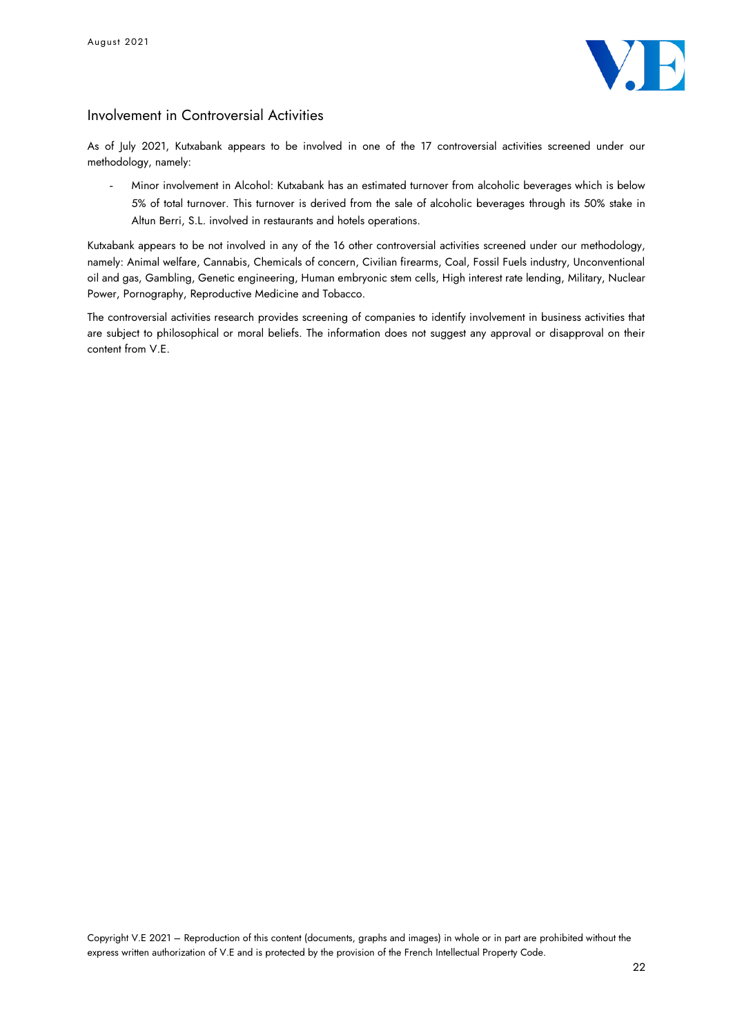## Involvement in Controversial Activities

As of July 2021, Kutxabank appears to be involved in one of the 17 controversial activities screened under our methodology, namely:

- Minor involvement in Alcohol: Kutxabank has an estimated turnover from alcoholic beverages which is below 5% of total turnover. This turnover is derived from the sale of alcoholic beverages through its 50% stake in Altun Berri, S.L. involved in restaurants and hotels operations.

Kutxabank appears to be not involved in any of the 16 other controversial activities screened under our methodology, namely: Animal welfare, Cannabis, Chemicals of concern, Civilian firearms, Coal, Fossil Fuels industry, Unconventional oil and gas, Gambling, Genetic engineering, Human embryonic stem cells, High interest rate lending, Military, Nuclear Power, Pornography, Reproductive Medicine and Tobacco.

The controversial activities research provides screening of companies to identify involvement in business activities that are subject to philosophical or moral beliefs. The information does not suggest any approval or disapproval on their content from V.E.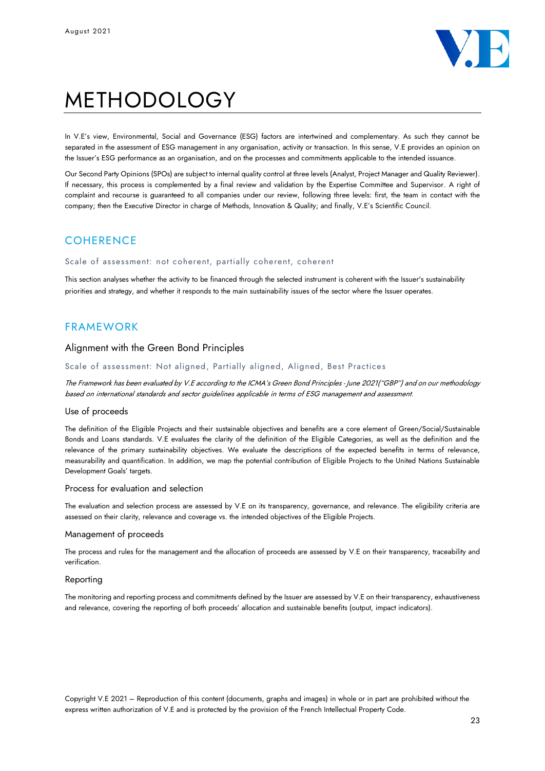# METHODOLOGY

In V.E's view, Environmental, Social and Governance (ESG) factors are intertwined and complementary. As such they cannot be separated in the assessment of ESG management in any organisation, activity or transaction. In this sense, V.E provides an opinion on the Issuer's ESG performance as an organisation, and on the processes and commitments applicable to the intended issuance.

Our Second Party Opinions (SPOs) are subject to internal quality control at three levels (Analyst, Project Manager and Quality Reviewer). If necessary, this process is complemented by a final review and validation by the Expertise Committee and Supervisor. A right of complaint and recourse is guaranteed to all companies under our review, following three levels: first, the team in contact with the company; then the Executive Director in charge of Methods, Innovation & Quality; and finally, V.E's Scientific Council.

## COHERENCE

Scale of assessment: not coherent, partially coherent, coherent

This section analyses whether the activity to be financed through the selected instrument is coherent with the Issuer's sustainability priorities and strategy, and whether it responds to the main sustainability issues of the sector where the Issuer operates.

## FRAMEWORK

### Alignment with the Green Bond Principles

Scale of assessment: Not aligned, Partially aligned, Aligned, Best Practices

*The Framework has been evaluated by V.E according to the ICMA's Green Bond Principles - June 2021("GBP") and on our methodology based on international standards and sector guidelines applicable in terms of ESG management and assessment.*

#### Use of proceeds

The definition of the Eligible Projects and their sustainable objectives and benefits are a core element of Green/Social/Sustainable Bonds and Loans standards. V.E evaluates the clarity of the definition of the Eligible Categories, as well as the definition and the relevance of the primary sustainability objectives. We evaluate the descriptions of the expected benefits in terms of relevance, measurability and quantification. In addition, we map the potential contribution of Eligible Projects to the United Nations Sustainable Development Goals' targets.

#### Process for evaluation and selection

The evaluation and selection process are assessed by V.E on its transparency, governance, and relevance. The eligibility criteria are assessed on their clarity, relevance and coverage vs. the intended objectives of the Eligible Projects.

#### Management of proceeds

The process and rules for the management and the allocation of proceeds are assessed by V.E on their transparency, traceability and verification.

#### Reporting

The monitoring and reporting process and commitments defined by the Issuer are assessed by V.E on their transparency, exhaustiveness and relevance, covering the reporting of both proceeds' allocation and sustainable benefits (output, impact indicators).

Copyright V.E 2021 – Reproduction of this content (documents, graphs and images) in whole or in part are prohibited without the express written authorization of V.E and is protected by the provision of the French Intellectual Property Code.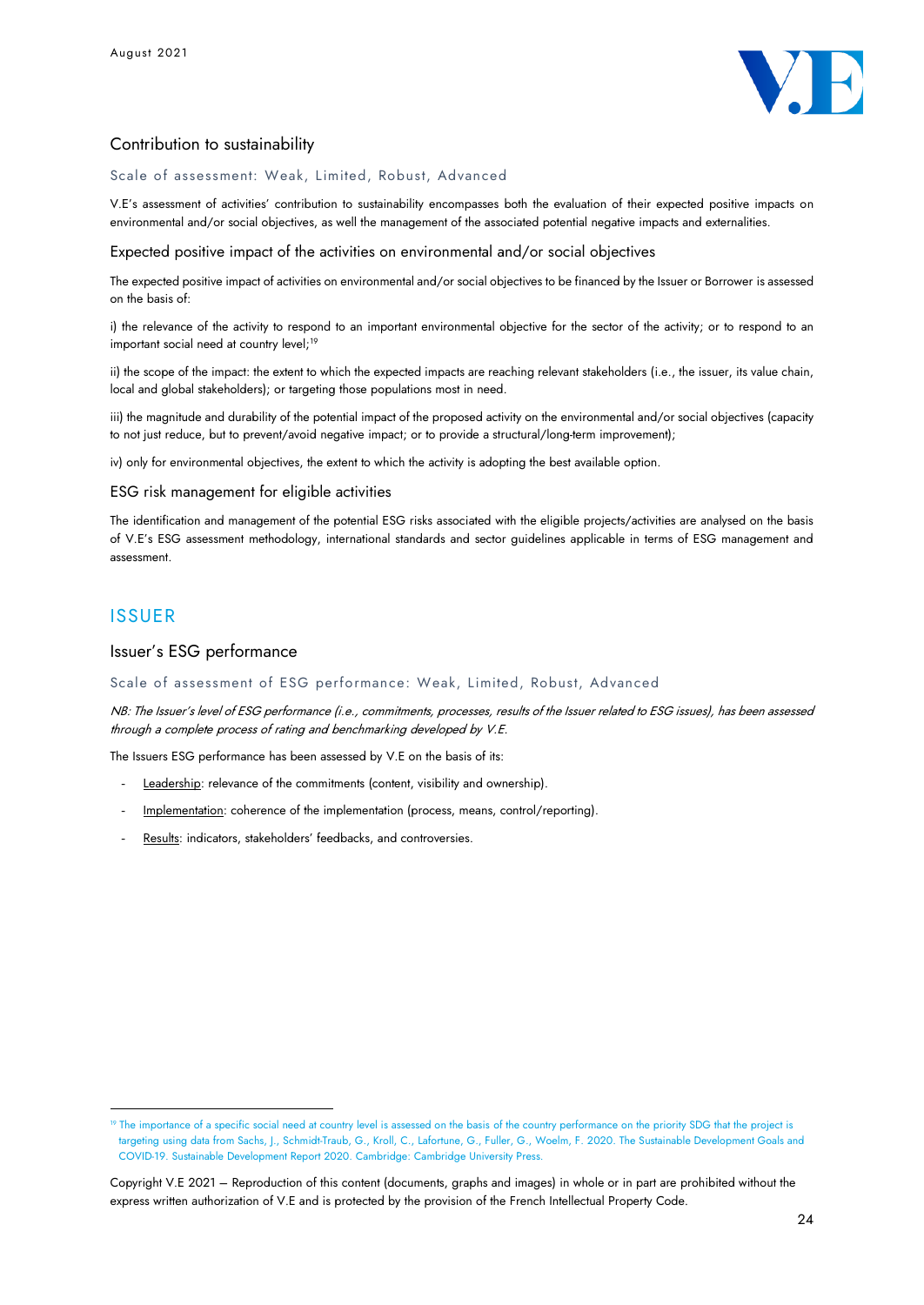## Contribution to sustainability

Scale of assessment: Weak, Limited, Robust, Advanced

V.E's assessment of activities' contribution to sustainability encompasses both the evaluation of their expected positive impacts on environmental and/or social objectives, as well the management of the associated potential negative impacts and externalities.

### Expected positive impact of the activities on environmental and/or social objectives

The expected positive impact of activities on environmental and/or social objectives to be financed by the Issuer or Borrower is assessed on the basis of:

i) the relevance of the activity to respond to an important environmental objective for the sector of the activity; or to respond to an important social need at country level;[19]

ii) the scope of the impact: the extent to which the expected impacts are reaching relevant stakeholders (i.e., the issuer, its value chain, local and global stakeholders); or targeting those populations most in need.

iii) the magnitude and durability of the potential impact of the proposed activity on the environmental and/or social objectives (capacity to not just reduce, but to prevent/avoid negative impact; or to provide a structural/long-term improvement);

iv) only for environmental objectives, the extent to which the activity is adopting the best available option.

### ESG risk management for eligible activities

The identification and management of the potential ESG risks associated with the eligible projects/activities are analysed on the basis of V.E's ESG assessment methodology, international standards and sector guidelines applicable in terms of ESG management and assessment.

# ISSUER

## Issuer's ESG performance

Scale of assessment of ESG performance: Weak, Limited, Robust, Advanced

*NB: The Issuer's level of ESG performance (i.e., commitments, processes, results of the Issuer related to ESG issues), has been assessed through a complete process of rating and benchmarking developed by V.E.*

The Issuers ESG performance has been assessed by V.E on the basis of its:

- Leadership: relevance of the commitments (content, visibility and ownership).
- Implementation: coherence of the implementation (process, means, control/reporting).
- Results: indicators, stakeholders' feedbacks, and controversies.

[19] The importance of a specific social need at country level is assessed on the basis of the country performance on the priority SDG that the project is targeting using data from Sachs, J., Schmidt-Traub, G., Kroll, C., Lafortune, G., Fuller, G., Woelm, F. 2020. The Sustainable Development Goals and COVID-19. Sustainable Development Report 2020. Cambridge: Cambridge University Press.

Copyright V.E 2021 – Reproduction of this content (documents, graphs and images) in whole or in part are prohibited without the express written authorization of V.E and is protected by the provision of the French Intellectual Property Code.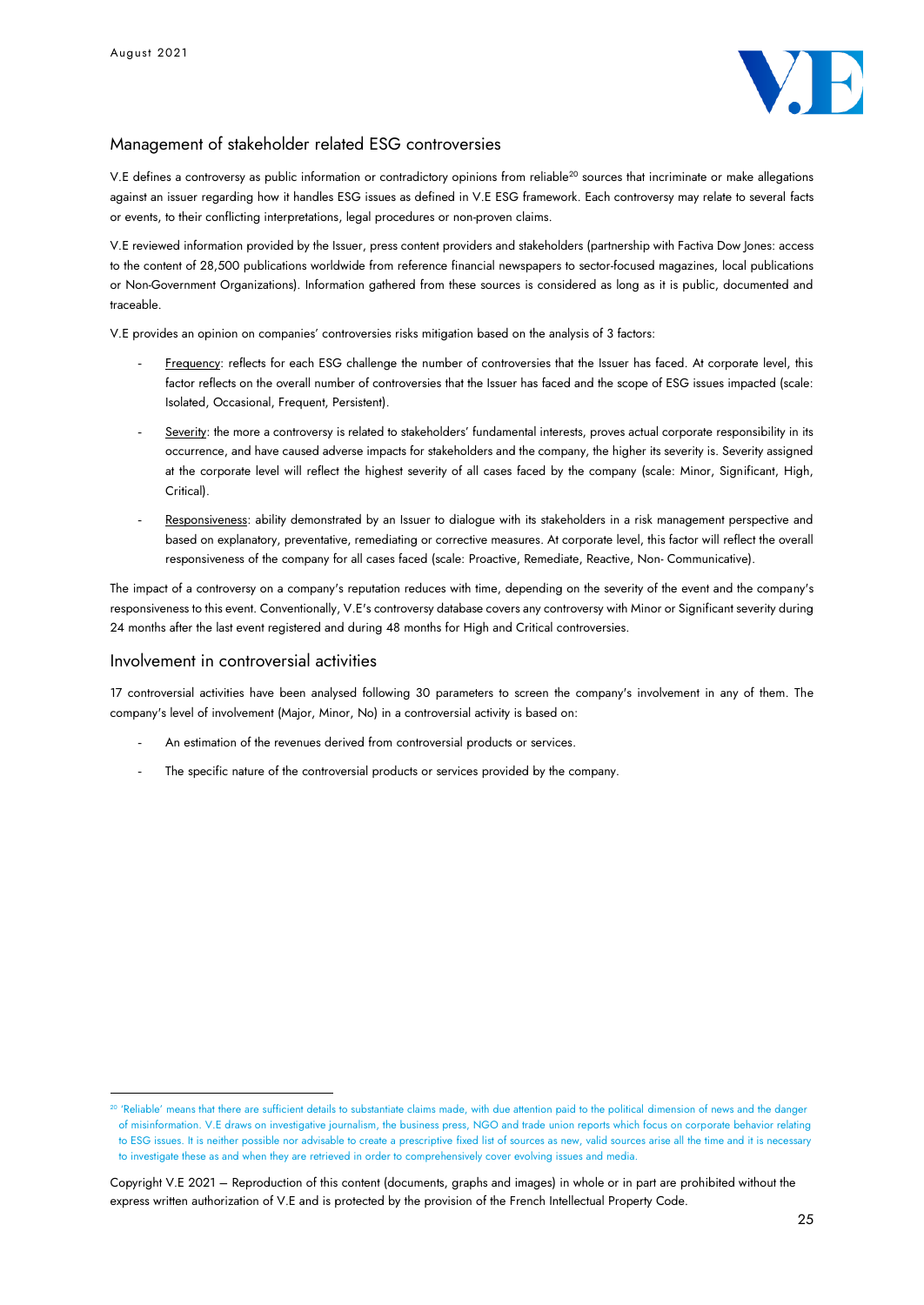## Management of stakeholder related ESG controversies

V.E defines a controversy as public information or contradictory opinions from reliable[20] sources that incriminate or make allegations against an issuer regarding how it handles ESG issues as defined in V.E ESG framework. Each controversy may relate to several facts or events, to their conflicting interpretations, legal procedures or non-proven claims.

V.E reviewed information provided by the Issuer, press content providers and stakeholders (partnership with Factiva Dow Jones: access to the content of 28,500 publications worldwide from reference financial newspapers to sector-focused magazines, local publications or Non-Government Organizations). Information gathered from these sources is considered as long as it is public, documented and traceable.

V.E provides an opinion on companies' controversies risks mitigation based on the analysis of 3 factors:

- Frequency: reflects for each ESG challenge the number of controversies that the Issuer has faced. At corporate level, this factor reflects on the overall number of controversies that the Issuer has faced and the scope of ESG issues impacted (scale: Isolated, Occasional, Frequent, Persistent).
- Severity: the more a controversy is related to stakeholders' fundamental interests, proves actual corporate responsibility in its occurrence, and have caused adverse impacts for stakeholders and the company, the higher its severity is. Severity assigned at the corporate level will reflect the highest severity of all cases faced by the company (scale: Minor, Significant, High, Critical).
- Responsiveness: ability demonstrated by an Issuer to dialogue with its stakeholders in a risk management perspective and based on explanatory, preventative, remediating or corrective measures. At corporate level, this factor will reflect the overall responsiveness of the company for all cases faced (scale: Proactive, Remediate, Reactive, Non- Communicative).

The impact of a controversy on a company's reputation reduces with time, depending on the severity of the event and the company's responsiveness to this event. Conventionally, V.E's controversy database covers any controversy with Minor or Significant severity during 24 months after the last event registered and during 48 months for High and Critical controversies.

## Involvement in controversial activities

17 controversial activities have been analysed following 30 parameters to screen the company's involvement in any of them. The company's level of involvement (Major, Minor, No) in a controversial activity is based on:

- An estimation of the revenues derived from controversial products or services.
- The specific nature of the controversial products or services provided by the company.

[20] 'Reliable' means that there are sufficient details to substantiate claims made, with due attention paid to the political dimension of news and the danger of misinformation. V.E draws on investigative journalism, the business press, NGO and trade union reports which focus on corporate behavior relating to ESG issues. It is neither possible nor advisable to create a prescriptive fixed list of sources as new, valid sources arise all the time and it is necessary to investigate these as and when they are retrieved in order to comprehensively cover evolving issues and media.

Copyright V.E 2021 – Reproduction of this content (documents, graphs and images) in whole or in part are prohibited without the express written authorization of V.E and is protected by the provision of the French Intellectual Property Code.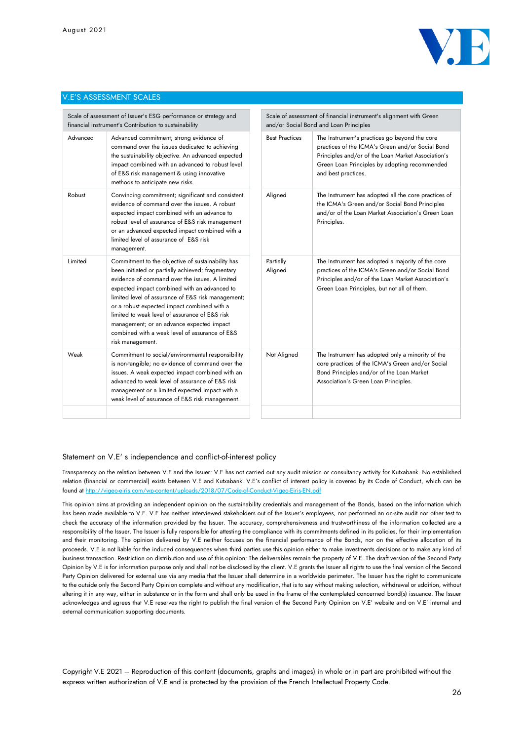## V.E'S ASSESSMENT SCALES

| Scale of assessment of Issuer's ESG performance or strategy and financial instrument's Contribution to sustainability | |
|---|---|
| Advanced | Advanced commitment; strong evidence of command over the issues dedicated to achieving the sustainability objective. An advanced expected impact combined with an advanced to robust level of E&S risk management & using innovative methods to anticipate new risks. |
| Robust | Convincing commitment; significant and consistent evidence of command over the issues. A robust expected impact combined with an advance to robust level of assurance of E&S risk management or an advanced expected impact combined with a limited level of assurance of E&S risk management. |
| Limited | Commitment to the objective of sustainability has been initiated or partially achieved; fragmentary evidence of command over the issues. A limited expected impact combined with an advanced to limited level of assurance of E&S risk management; or a robust expected impact combined with a limited to weak level of assurance of E&S risk management; or an advance expected impact combined with a weak level of assurance of E&S risk management. |
| Weak | Commitment to social/environmental responsibility is non-tangible; no evidence of command over the issues. A weak expected impact combined with an advanced to weak level of assurance of E&S risk management or a limited expected impact with a weak level of assurance of E&S risk management. |

| Scale of assessment of financial instrument's alignment with Green and/or Social Bond and Loan Principles | |
|---|---|
| Best Practices | The Instrument's practices go beyond the core practices of the ICMA's Green and/or Social Bond Principles and/or of the Loan Market Association's Green Loan Principles by adopting recommended and best practices. |
| Aligned | The Instrument has adopted all the core practices of the ICMA's Green and/or Social Bond Principles and/or of the Loan Market Association's Green Loan Principles. |
| Partially Aligned | The Instrument has adopted a majority of the core practices of the ICMA's Green and/or Social Bond Principles and/or of the Loan Market Association's Green Loan Principles, but not all of them. |
| Not Aligned | The Instrument has adopted only a minority of the core practices of the ICMA's Green and/or Social Bond Principles and/or of the Loan Market Association's Green Loan Principles. |

### Statement on V.E' s independence and conflict-of-interest policy

Transparency on the relation between V.E and the Issuer: V.E has not carried out any audit mission or consultancy activity for Kutxabank. No established relation (financial or commercial) exists between V.E and Kutxabank. V.E's conflict of interest policy is covered by its Code of Conduct, which can be found at http://vigeo-eiris.com/wp-content/uploads/2018/07/Code-of-Conduct-Vigeo-Eiris-EN.pdf

This opinion aims at providing an independent opinion on the sustainability credentials and management of the Bonds, based on the information which has been made available to V.E. V.E has neither interviewed stakeholders out of the Issuer's employees, nor performed an on-site audit nor other test to check the accuracy of the information provided by the Issuer. The accuracy, comprehensiveness and trustworthiness of the information collected are a responsibility of the Issuer. The Issuer is fully responsible for attesting the compliance with its commitments defined in its policies, for their implementation and their monitoring. The opinion delivered by V.E neither focuses on the financial performance of the Bonds, nor on the effective allocation of its proceeds. V.E is not liable for the induced consequences when third parties use this opinion either to make investments decisions or to make any kind of business transaction. Restriction on distribution and use of this opinion: The deliverables remain the property of V.E. The draft version of the Second Party Opinion by V.E is for information purpose only and shall not be disclosed by the client. V.E grants the Issuer all rights to use the final version of the Second Party Opinion delivered for external use via any media that the Issuer shall determine in a worldwide perimeter. The Issuer has the right to communicate to the outside only the Second Party Opinion complete and without any modification, that is to say without making selection, withdrawal or addition, without altering it in any way, either in substance or in the form and shall only be used in the frame of the contemplated concerned bond(s) issuance. The Issuer acknowledges and agrees that V.E reserves the right to publish the final version of the Second Party Opinion on V.E' website and on V.E' internal and external communication supporting documents.

Copyright V.E 2021 – Reproduction of this content (documents, graphs and images) in whole or in part are prohibited without the express written authorization of V.E and is protected by the provision of the French Intellectual Property Code.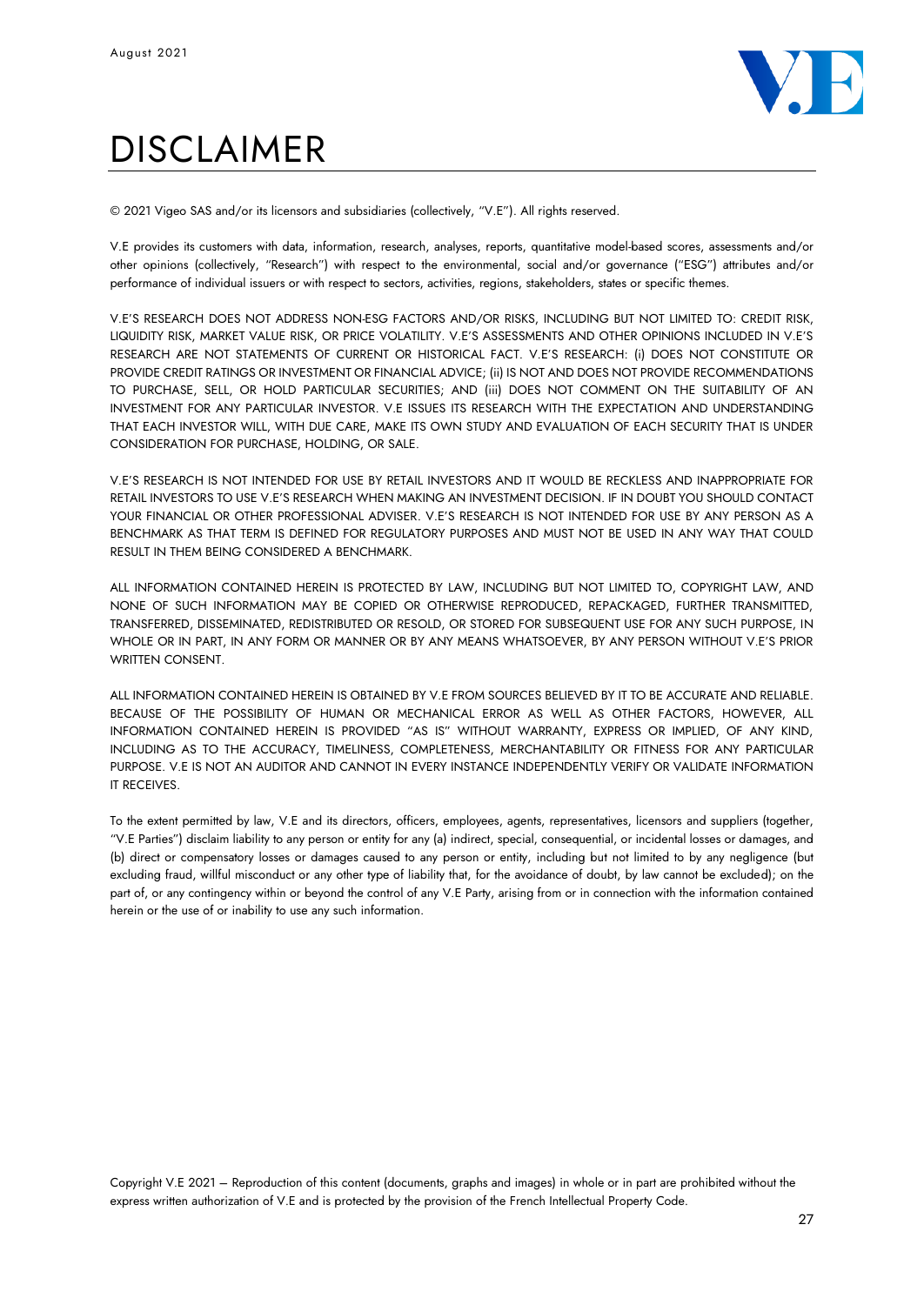# DISCLAIMER

© 2021 Vigeo SAS and/or its licensors and subsidiaries (collectively, "V.E"). All rights reserved.

V.E provides its customers with data, information, research, analyses, reports, quantitative model-based scores, assessments and/or other opinions (collectively, "Research") with respect to the environmental, social and/or governance ("ESG") attributes and/or performance of individual issuers or with respect to sectors, activities, regions, stakeholders, states or specific themes.

V.E'S RESEARCH DOES NOT ADDRESS NON-ESG FACTORS AND/OR RISKS, INCLUDING BUT NOT LIMITED TO: CREDIT RISK, LIQUIDITY RISK, MARKET VALUE RISK, OR PRICE VOLATILITY. V.E'S ASSESSMENTS AND OTHER OPINIONS INCLUDED IN V.E'S RESEARCH ARE NOT STATEMENTS OF CURRENT OR HISTORICAL FACT. V.E'S RESEARCH: (i) DOES NOT CONSTITUTE OR PROVIDE CREDIT RATINGS OR INVESTMENT OR FINANCIAL ADVICE; (ii) IS NOT AND DOES NOT PROVIDE RECOMMENDATIONS TO PURCHASE, SELL, OR HOLD PARTICULAR SECURITIES; AND (iii) DOES NOT COMMENT ON THE SUITABILITY OF AN INVESTMENT FOR ANY PARTICULAR INVESTOR. V.E ISSUES ITS RESEARCH WITH THE EXPECTATION AND UNDERSTANDING THAT EACH INVESTOR WILL, WITH DUE CARE, MAKE ITS OWN STUDY AND EVALUATION OF EACH SECURITY THAT IS UNDER CONSIDERATION FOR PURCHASE, HOLDING, OR SALE.

V.E'S RESEARCH IS NOT INTENDED FOR USE BY RETAIL INVESTORS AND IT WOULD BE RECKLESS AND INAPPROPRIATE FOR RETAIL INVESTORS TO USE V.E'S RESEARCH WHEN MAKING AN INVESTMENT DECISION. IF IN DOUBT YOU SHOULD CONTACT YOUR FINANCIAL OR OTHER PROFESSIONAL ADVISER. V.E'S RESEARCH IS NOT INTENDED FOR USE BY ANY PERSON AS A BENCHMARK AS THAT TERM IS DEFINED FOR REGULATORY PURPOSES AND MUST NOT BE USED IN ANY WAY THAT COULD RESULT IN THEM BEING CONSIDERED A BENCHMARK.

ALL INFORMATION CONTAINED HEREIN IS PROTECTED BY LAW, INCLUDING BUT NOT LIMITED TO, COPYRIGHT LAW, AND NONE OF SUCH INFORMATION MAY BE COPIED OR OTHERWISE REPRODUCED, REPACKAGED, FURTHER TRANSMITTED, TRANSFERRED, DISSEMINATED, REDISTRIBUTED OR RESOLD, OR STORED FOR SUBSEQUENT USE FOR ANY SUCH PURPOSE, IN WHOLE OR IN PART, IN ANY FORM OR MANNER OR BY ANY MEANS WHATSOEVER, BY ANY PERSON WITHOUT V.E'S PRIOR WRITTEN CONSENT.

ALL INFORMATION CONTAINED HEREIN IS OBTAINED BY V.E FROM SOURCES BELIEVED BY IT TO BE ACCURATE AND RELIABLE. BECAUSE OF THE POSSIBILITY OF HUMAN OR MECHANICAL ERROR AS WELL AS OTHER FACTORS, HOWEVER, ALL INFORMATION CONTAINED HEREIN IS PROVIDED "AS IS" WITHOUT WARRANTY, EXPRESS OR IMPLIED, OF ANY KIND, INCLUDING AS TO THE ACCURACY, TIMELINESS, COMPLETENESS, MERCHANTABILITY OR FITNESS FOR ANY PARTICULAR PURPOSE. V.E IS NOT AN AUDITOR AND CANNOT IN EVERY INSTANCE INDEPENDENTLY VERIFY OR VALIDATE INFORMATION IT RECEIVES.

To the extent permitted by law, V.E and its directors, officers, employees, agents, representatives, licensors and suppliers (together, "V.E Parties") disclaim liability to any person or entity for any (a) indirect, special, consequential, or incidental losses or damages, and (b) direct or compensatory losses or damages caused to any person or entity, including but not limited to by any negligence (but excluding fraud, willful misconduct or any other type of liability that, for the avoidance of doubt, by law cannot be excluded); on the part of, or any contingency within or beyond the control of any V.E Party, arising from or in connection with the information contained herein or the use of or inability to use any such information.

Copyright V.E 2021 – Reproduction of this content (documents, graphs and images) in whole or in part are prohibited without the express written authorization of V.E and is protected by the provision of the French Intellectual Property Code.